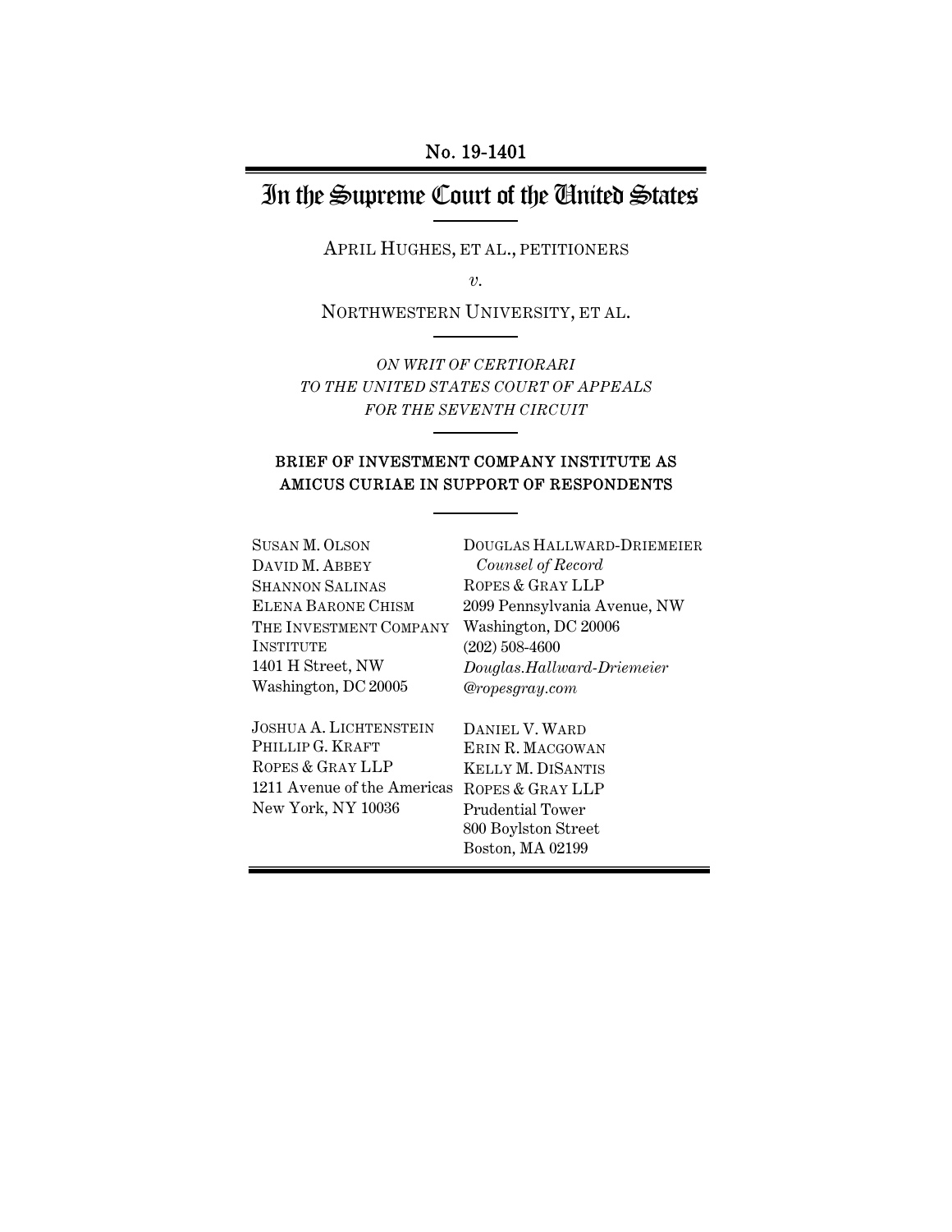No. 19-1401

# In the Supreme Court of the United States

APRIL HUGHES, ET AL., PETITIONERS

*v.*

NORTHWESTERN UNIVERSITY, ET AL.

*ON WRIT OF CERTIORARI TO THE UNITED STATES COURT OF APPEALS FOR THE SEVENTH CIRCUIT*

**BRIEF OF INVESTMENT COMPANY INSTITUTE AS AMICUS CURIAE IN SUPPORT OF RESPONDENTS**

SUSAN M. OLSON
DAVID M. ABBEY
SHANNON SALINAS
ELENA BARONE CHISM
THE INVESTMENT COMPANY INSTITUTE
1401 H Street, NW
Washington, DC 20005

JOSHUA A. LICHTENSTEIN
PHILLIP G. KRAFT
ROPES & GRAY LLP
1211 Avenue of the Americas
New York, NY 10036

DOUGLAS HALLWARD-DRIEMEIER
*Counsel of Record*
ROPES & GRAY LLP
2099 Pennsylvania Avenue, NW
Washington, DC 20006
(202) 508-4600
*Douglas.Hallward-Driemeier@ropesgray.com*

DANIEL V. WARD
ERIN R. MACGOWAN
KELLY M. DISANTIS
ROPES & GRAY LLP
Prudential Tower
800 Boylston Street
Boston, MA 02199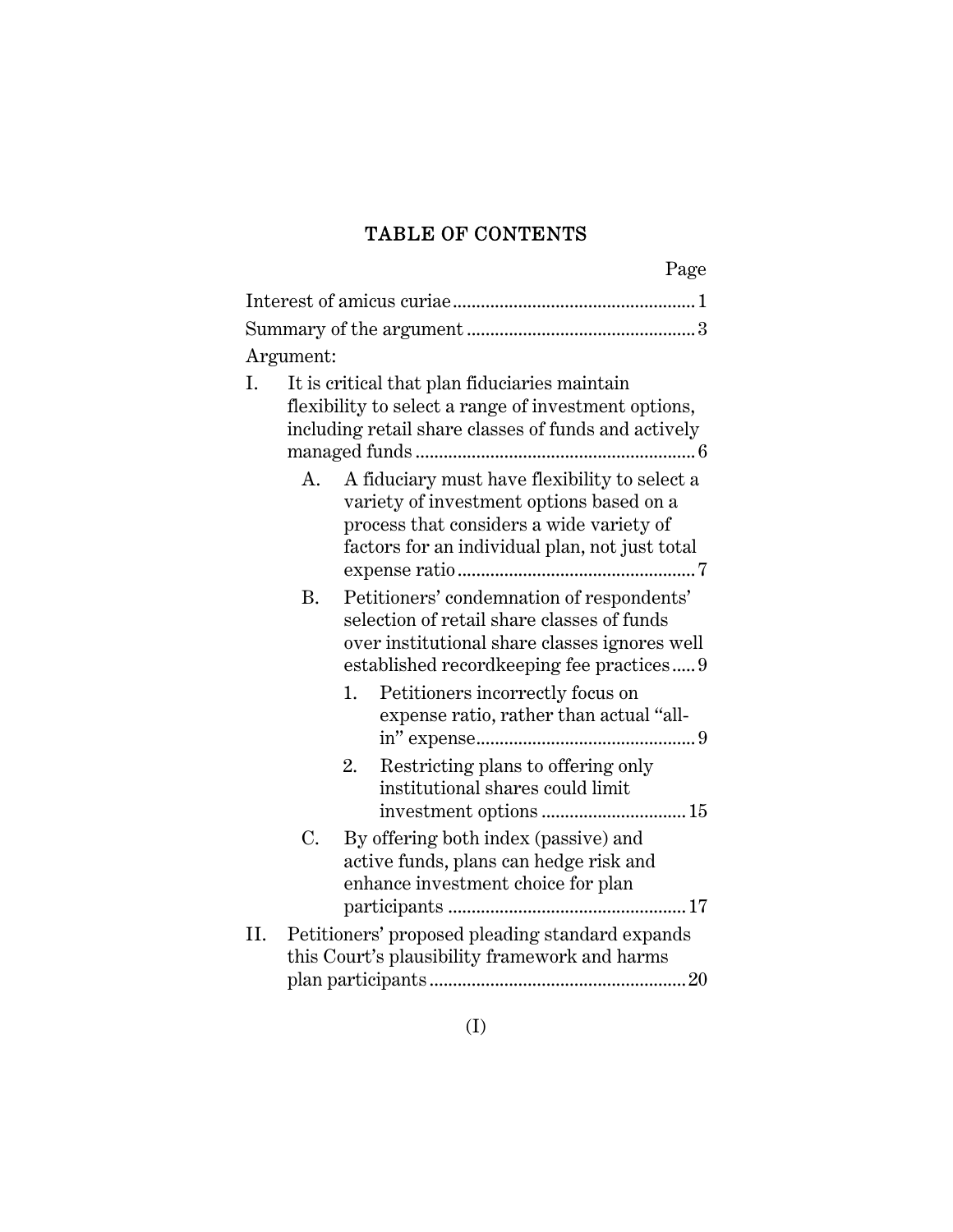## TABLE OF CONTENTS

| | Page |
|---|---|
| Interest of amicus curiae | 1 |
| Summary of the argument | 3 |
| Argument: | |
| I. It is critical that plan fiduciaries maintain flexibility to select a range of investment options, including retail share classes of funds and actively managed funds | 6 |
| A. A fiduciary must have flexibility to select a variety of investment options based on a process that considers a wide variety of factors for an individual plan, not just total expense ratio | 7 |
| B. Petitioners' condemnation of respondents' selection of retail share classes of funds over institutional share classes ignores well established recordkeeping fee practices | 9 |
| 1. Petitioners incorrectly focus on expense ratio, rather than actual "all-in" expense | 9 |
| 2. Restricting plans to offering only institutional shares could limit investment options | 15 |
| C. By offering both index (passive) and active funds, plans can hedge risk and enhance investment choice for plan participants | 17 |
| II. Petitioners' proposed pleading standard expands this Court's plausibility framework and harms plan participants | 20 |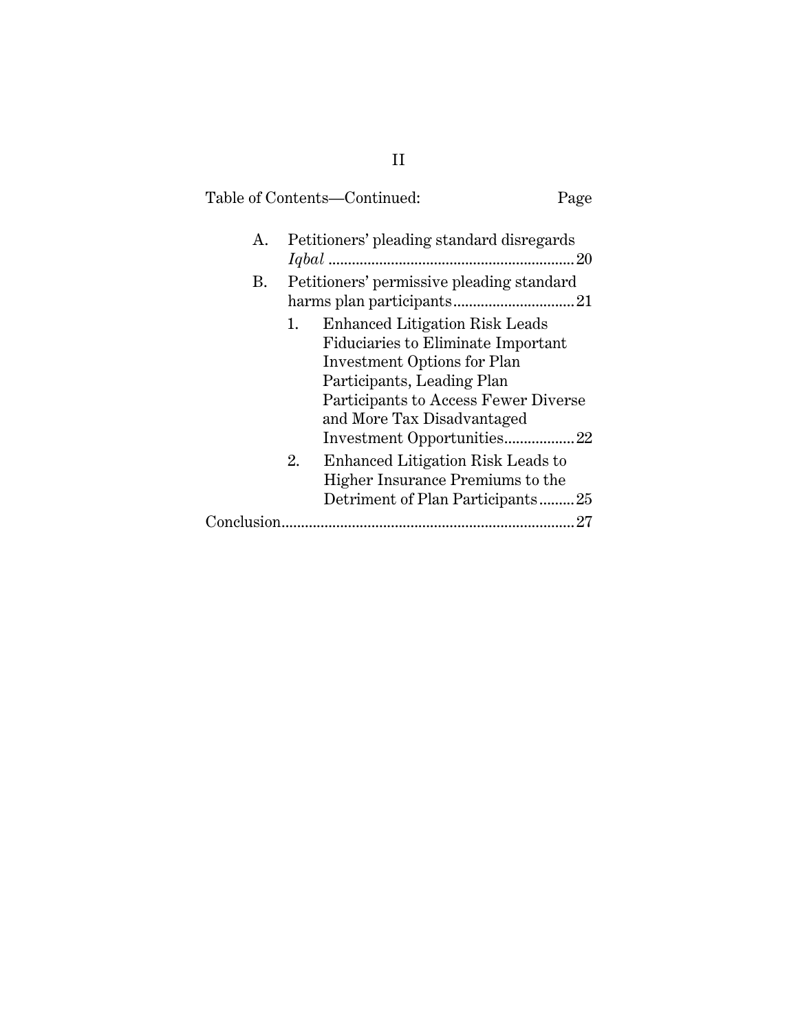Table of Contents—Continued: Page

- A. Petitioners' pleading standard disregards *Iqbal* .............................................................. 20
- B. Petitioners' permissive pleading standard harms plan participants .............................. 21
  - 1. Enhanced Litigation Risk Leads Fiduciaries to Eliminate Important Investment Options for Plan Participants, Leading Plan Participants to Access Fewer Diverse and More Tax Disadvantaged Investment Opportunities.................. 22
  - 2. Enhanced Litigation Risk Leads to Higher Insurance Premiums to the Detriment of Plan Participants......... 25

Conclusion.......................................................................... 27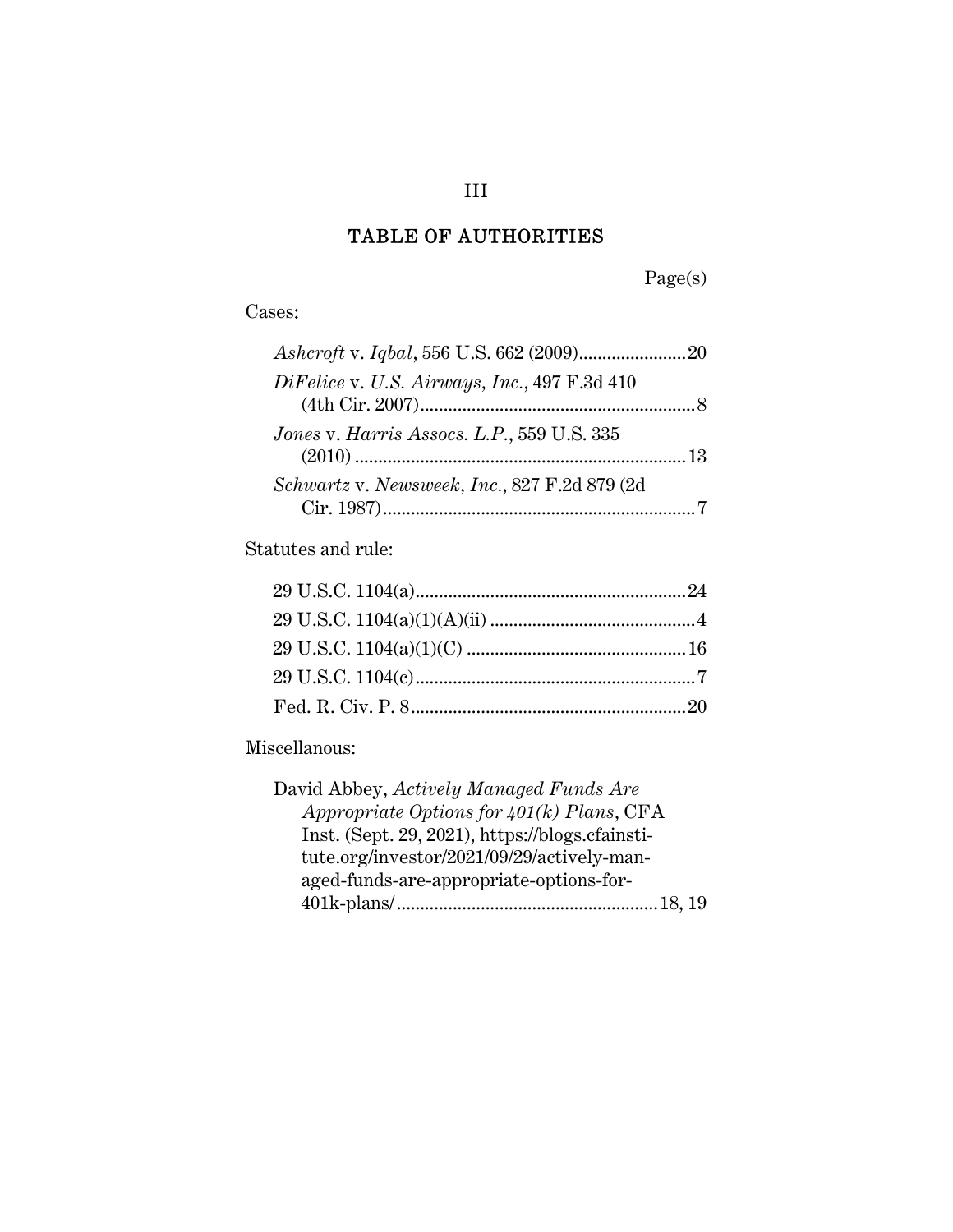# TABLE OF AUTHORITIES

Page(s)

Cases:

*Ashcroft* v. *Iqbal*, 556 U.S. 662 (2009)....................... 20

*DiFelice* v. *U.S. Airways, Inc.*, 497 F.3d 410 (4th Cir. 2007)........................................................... 8

*Jones* v. *Harris Assocs. L.P.*, 559 U.S. 335 (2010) ....................................................................... 13

*Schwartz* v. *Newsweek, Inc.*, 827 F.2d 879 (2d Cir. 1987)................................................................... 7

Statutes and rule:

29 U.S.C. 1104(a).......................................................... 24

29 U.S.C. 1104(a)(1)(A)(ii) ............................................ 4

29 U.S.C. 1104(a)(1)(C) ............................................... 16

29 U.S.C. 1104(c)............................................................ 7

Fed. R. Civ. P. 8........................................................... 20

Miscellanous:

David Abbey, *Actively Managed Funds Are Appropriate Options for 401(k) Plans*, CFA Inst. (Sept. 29, 2021), https://blogs.cfainstitute.org/investor/2021/09/29/actively-managed-funds-are-appropriate-options-for-401k-plans/........................................................ 18, 19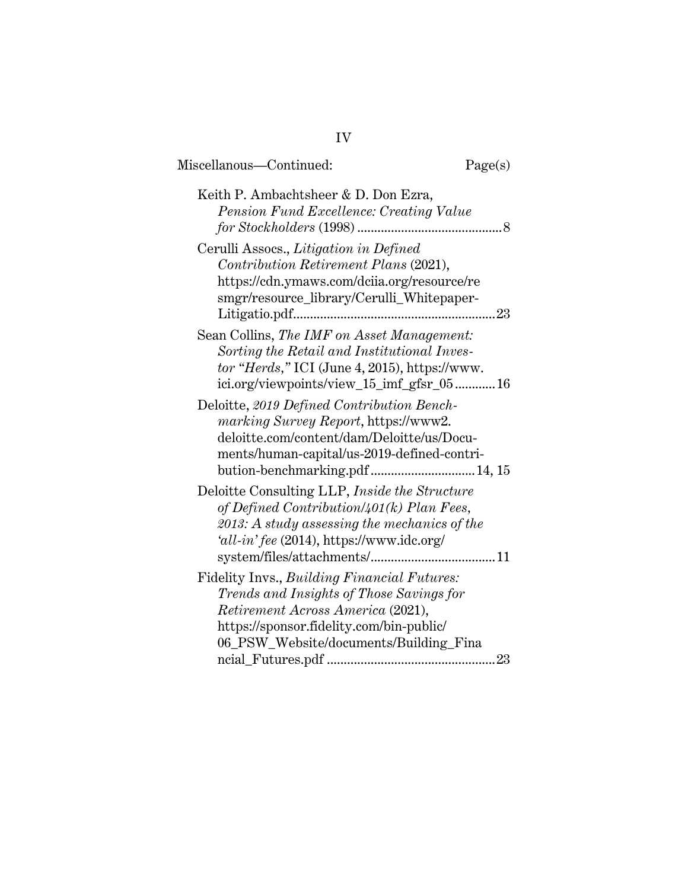Miscellanous—Continued: Page(s)

Keith P. Ambachtsheer & D. Don Ezra, *Pension Fund Excellence: Creating Value for Stockholders* (1998) .......................................... 8

Cerulli Assocs., *Litigation in Defined Contribution Retirement Plans* (2021), https://cdn.ymaws.com/dciia.org/resource/resmgr/resource_library/Cerulli_Whitepaper-Litigatio.pdf........................................................... 23

Sean Collins, *The IMF on Asset Management: Sorting the Retail and Institutional Investor "Herds,"* ICI (June 4, 2015), https://www.ici.org/viewpoints/view_15_imf_gfsr_05 ............ 16

Deloitte, *2019 Defined Contribution Benchmarking Survey Report*, https://www2.deloitte.com/content/dam/Deloitte/us/Documents/human-capital/us-2019-defined-contribution-benchmarking.pdf .............................. 14, 15

Deloitte Consulting LLP, *Inside the Structure of Defined Contribution/401(k) Plan Fees, 2013: A study assessing the mechanics of the 'all-in' fee* (2014), https://www.idc.org/system/files/attachments/.................................... 11

Fidelity Invs., *Building Financial Futures: Trends and Insights of Those Savings for Retirement Across America* (2021), https://sponsor.fidelity.com/bin-public/06_PSW_Website/documents/Building_Financial_Futures.pdf ................................................. 23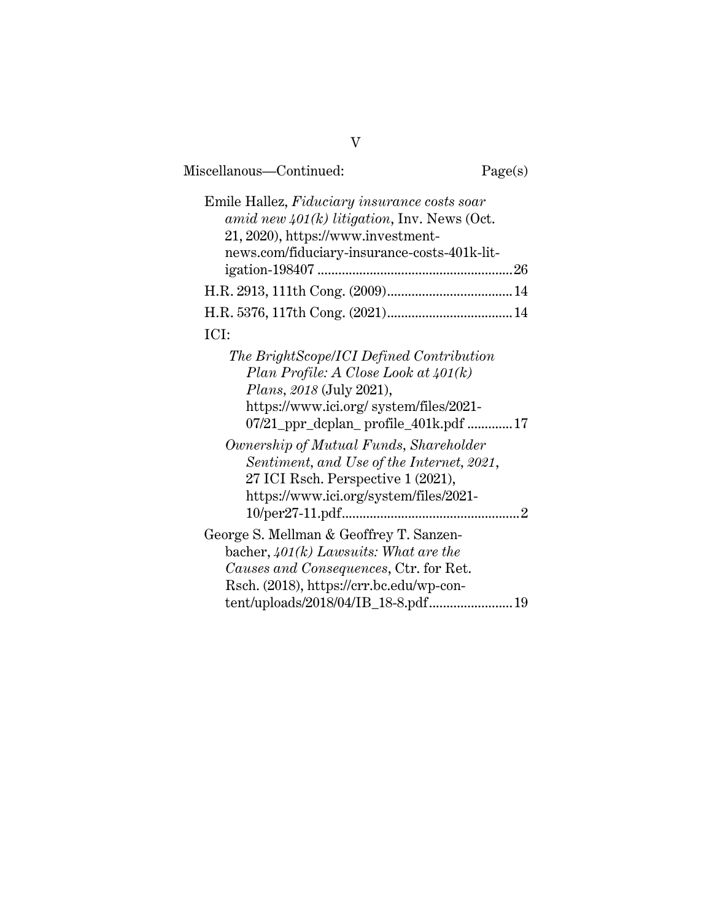Miscellanous—Continued: Page(s)

Emile Hallez, *Fiduciary insurance costs soar amid new 401(k) litigation*, Inv. News (Oct. 21, 2020), https://www.investment-news.com/fiduciary-insurance-costs-401k-lit-igation-198407 ........................................................26

H.R. 2913, 111th Cong. (2009)....................................14

H.R. 5376, 117th Cong. (2021)....................................14

ICI:

*The BrightScope/ICI Defined Contribution Plan Profile: A Close Look at 401(k) Plans, 2018* (July 2021), https://www.ici.org/ system/files/2021-07/21_ppr_dcplan_ profile_401k.pdf .............17

*Ownership of Mutual Funds, Shareholder Sentiment, and Use of the Internet, 2021*, 27 ICI Rsch. Perspective 1 (2021), https://www.ici.org/system/files/2021-10/per27-11.pdf...................................................2

George S. Mellman & Geoffrey T. Sanzen-bacher, *401(k) Lawsuits: What are the Causes and Consequences*, Ctr. for Ret. Rsch. (2018), https://crr.bc.edu/wp-con-tent/uploads/2018/04/IB_18-8.pdf........................19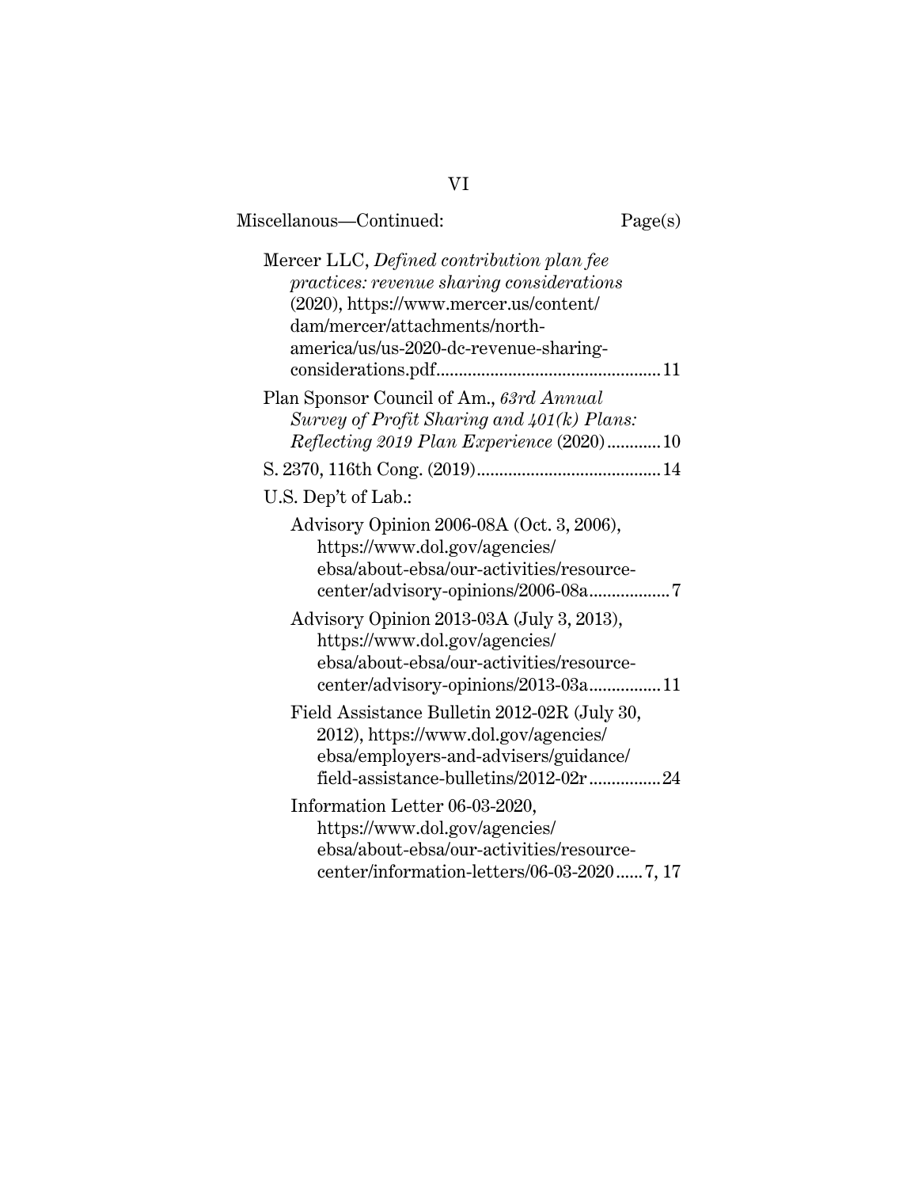Miscellanous—Continued: Page(s)

Mercer LLC, *Defined contribution plan fee practices: revenue sharing considerations* (2020), https://www.mercer.us/content/dam/mercer/attachments/north-america/us/us-2020-dc-revenue-sharing-considerations.pdf .................................................11

Plan Sponsor Council of Am., *63rd Annual Survey of Profit Sharing and 401(k) Plans: Reflecting 2019 Plan Experience* (2020)............10

S. 2370, 116th Cong. (2019).........................................14

U.S. Dep't of Lab.:

- Advisory Opinion 2006-08A (Oct. 3, 2006), https://www.dol.gov/agencies/ebsa/about-ebsa/our-activities/resource-center/advisory-opinions/2006-08a..................7
- Advisory Opinion 2013-03A (July 3, 2013), https://www.dol.gov/agencies/ebsa/about-ebsa/our-activities/resource-center/advisory-opinions/2013-03a................11
- Field Assistance Bulletin 2012-02R (July 30, 2012), https://www.dol.gov/agencies/ebsa/employers-and-advisers/guidance/field-assistance-bulletins/2012-02r................24
- Information Letter 06-03-2020, https://www.dol.gov/agencies/ebsa/about-ebsa/our-activities/resource-center/information-letters/06-03-2020......7, 17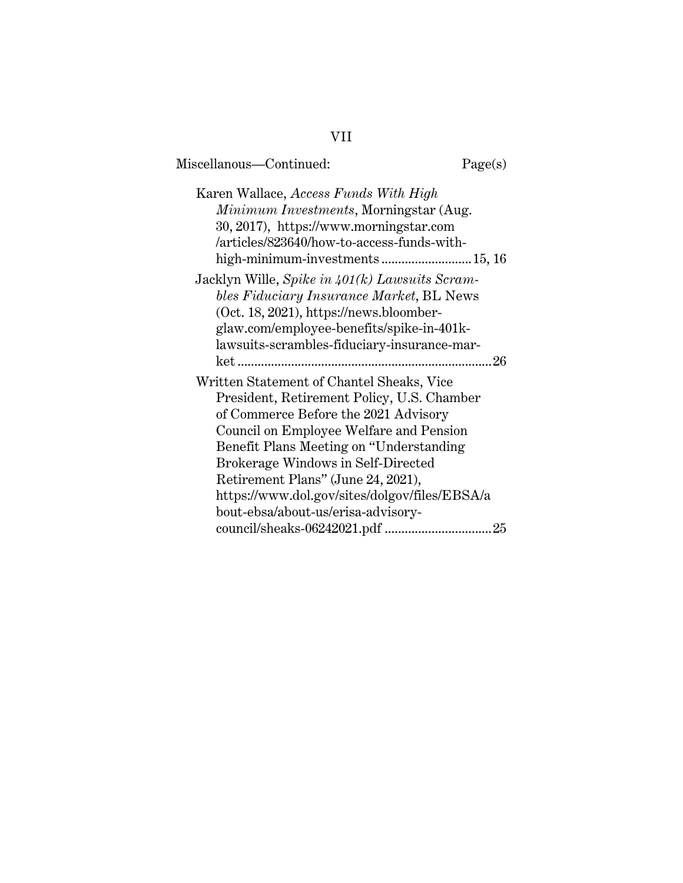Miscellanous—Continued: Page(s)

Karen Wallace, *Access Funds With High Minimum Investments*, Morningstar (Aug. 30, 2017), https://www.morningstar.com/articles/823640/how-to-access-funds-with-high-minimum-investments .......................... 15, 16

Jacklyn Wille, *Spike in 401(k) Lawsuits Scrambles Fiduciary Insurance Market*, BL News (Oct. 18, 2021), https://news.bloomberglaw.com/employee-benefits/spike-in-401k-lawsuits-scrambles-fiduciary-insurance-market ........................................................................... 26

Written Statement of Chantel Sheaks, Vice President, Retirement Policy, U.S. Chamber of Commerce Before the 2021 Advisory Council on Employee Welfare and Pension Benefit Plans Meeting on "Understanding Brokerage Windows in Self-Directed Retirement Plans" (June 24, 2021), https://www.dol.gov/sites/dolgov/files/EBSA/about-ebsa/about-us/erisa-advisory-council/sheaks-06242021.pdf ............................... 25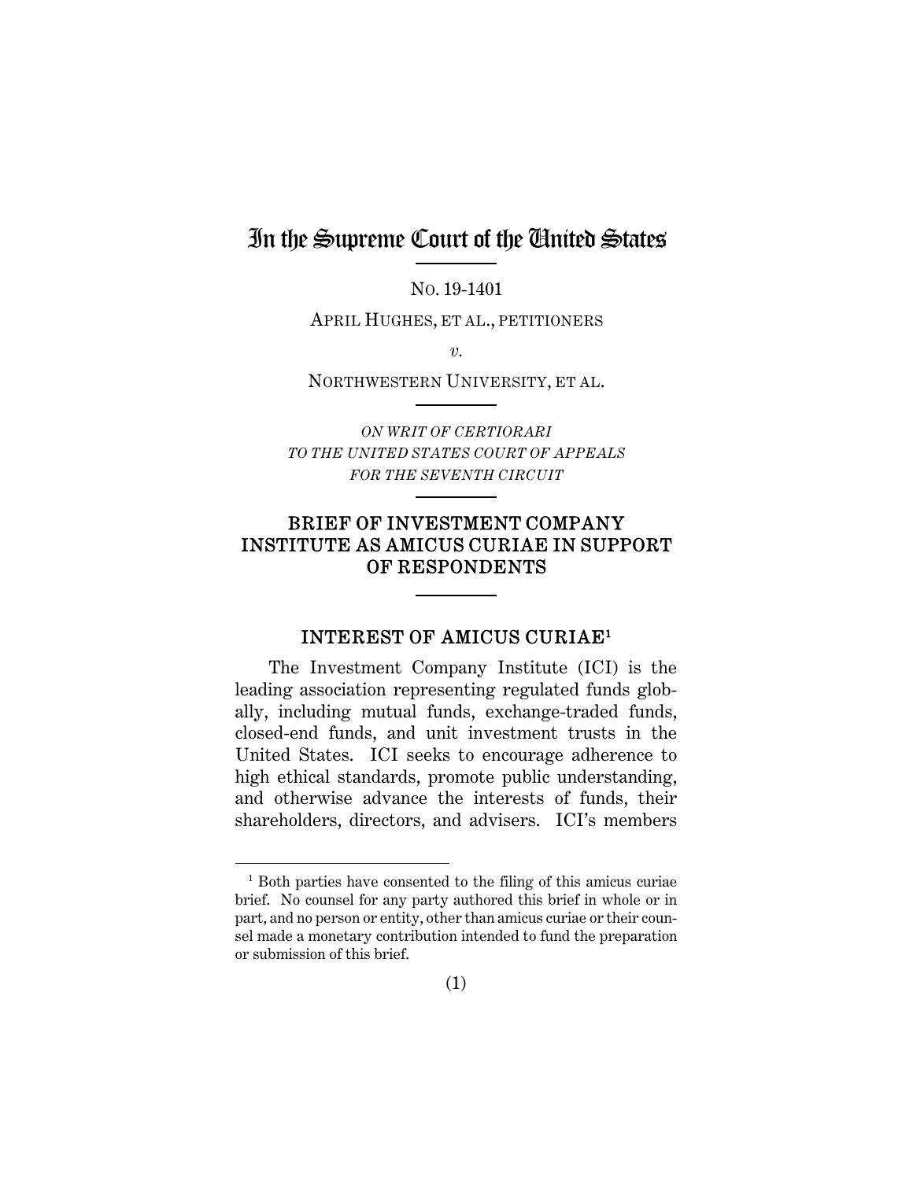# In the Supreme Court of the United States

NO. 19-1401

APRIL HUGHES, ET AL., PETITIONERS

*v.*

NORTHWESTERN UNIVERSITY, ET AL.

*ON WRIT OF CERTIORARI TO THE UNITED STATES COURT OF APPEALS FOR THE SEVENTH CIRCUIT*

## BRIEF OF INVESTMENT COMPANY INSTITUTE AS AMICUS CURIAE IN SUPPORT OF RESPONDENTS

### INTEREST OF AMICUS CURIAE[1]

The Investment Company Institute (ICI) is the leading association representing regulated funds globally, including mutual funds, exchange-traded funds, closed-end funds, and unit investment trusts in the United States. ICI seeks to encourage adherence to high ethical standards, promote public understanding, and otherwise advance the interests of funds, their shareholders, directors, and advisers. ICI's members

---

[1] Both parties have consented to the filing of this amicus curiae brief. No counsel for any party authored this brief in whole or in part, and no person or entity, other than amicus curiae or their counsel made a monetary contribution intended to fund the preparation or submission of this brief.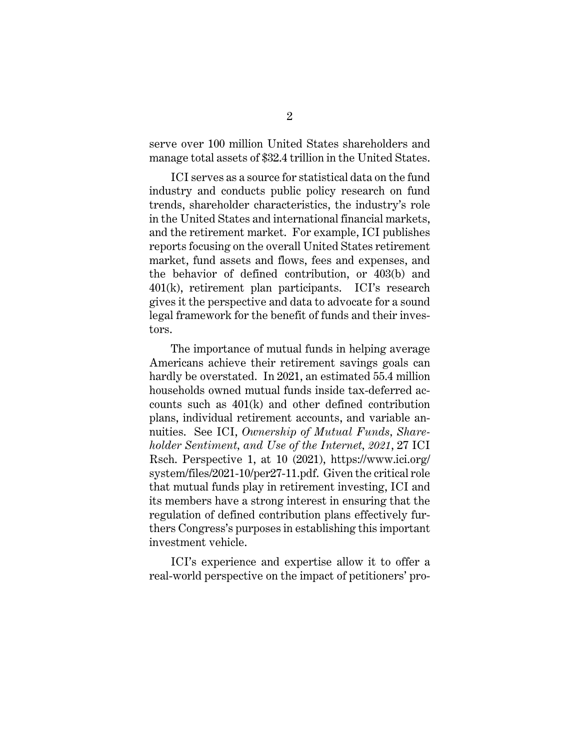serve over 100 million United States shareholders and manage total assets of $32.4 trillion in the United States.

ICI serves as a source for statistical data on the fund industry and conducts public policy research on fund trends, shareholder characteristics, the industry's role in the United States and international financial markets, and the retirement market. For example, ICI publishes reports focusing on the overall United States retirement market, fund assets and flows, fees and expenses, and the behavior of defined contribution, or 403(b) and 401(k), retirement plan participants. ICI's research gives it the perspective and data to advocate for a sound legal framework for the benefit of funds and their investors.

The importance of mutual funds in helping average Americans achieve their retirement savings goals can hardly be overstated. In 2021, an estimated 55.4 million households owned mutual funds inside tax-deferred accounts such as 401(k) and other defined contribution plans, individual retirement accounts, and variable annuities. See ICI, *Ownership of Mutual Funds, Shareholder Sentiment, and Use of the Internet, 2021*, 27 ICI Rsch. Perspective 1, at 10 (2021), https://www.ici.org/system/files/2021-10/per27-11.pdf. Given the critical role that mutual funds play in retirement investing, ICI and its members have a strong interest in ensuring that the regulation of defined contribution plans effectively furthers Congress's purposes in establishing this important investment vehicle.

ICI's experience and expertise allow it to offer a real-world perspective on the impact of petitioners' pro-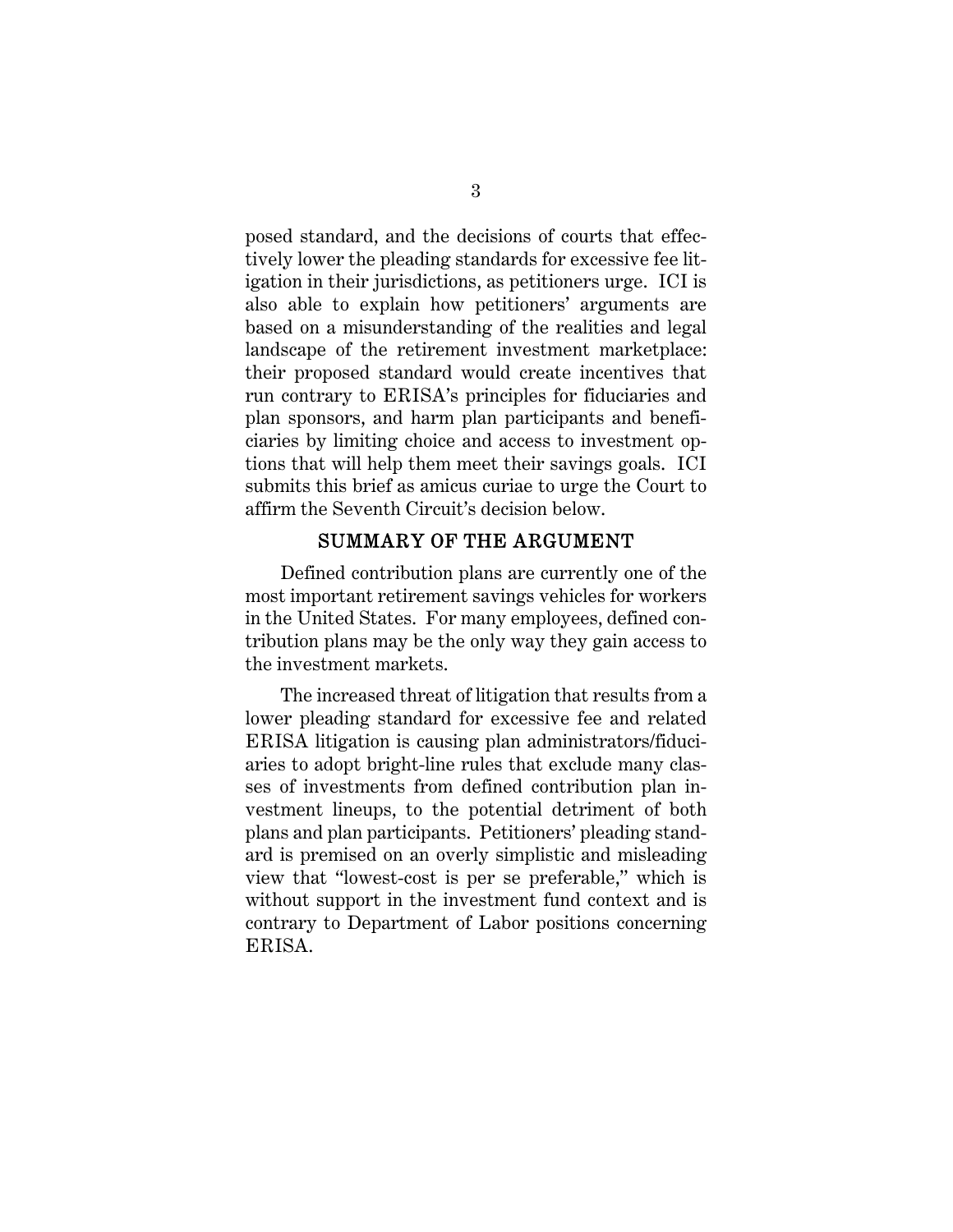posed standard, and the decisions of courts that effectively lower the pleading standards for excessive fee litigation in their jurisdictions, as petitioners urge. ICI is also able to explain how petitioners' arguments are based on a misunderstanding of the realities and legal landscape of the retirement investment marketplace: their proposed standard would create incentives that run contrary to ERISA's principles for fiduciaries and plan sponsors, and harm plan participants and beneficiaries by limiting choice and access to investment options that will help them meet their savings goals. ICI submits this brief as amicus curiae to urge the Court to affirm the Seventh Circuit's decision below.

## SUMMARY OF THE ARGUMENT

Defined contribution plans are currently one of the most important retirement savings vehicles for workers in the United States. For many employees, defined contribution plans may be the only way they gain access to the investment markets.

The increased threat of litigation that results from a lower pleading standard for excessive fee and related ERISA litigation is causing plan administrators/fiduciaries to adopt bright-line rules that exclude many classes of investments from defined contribution plan investment lineups, to the potential detriment of both plans and plan participants. Petitioners' pleading standard is premised on an overly simplistic and misleading view that "lowest-cost is per se preferable," which is without support in the investment fund context and is contrary to Department of Labor positions concerning ERISA.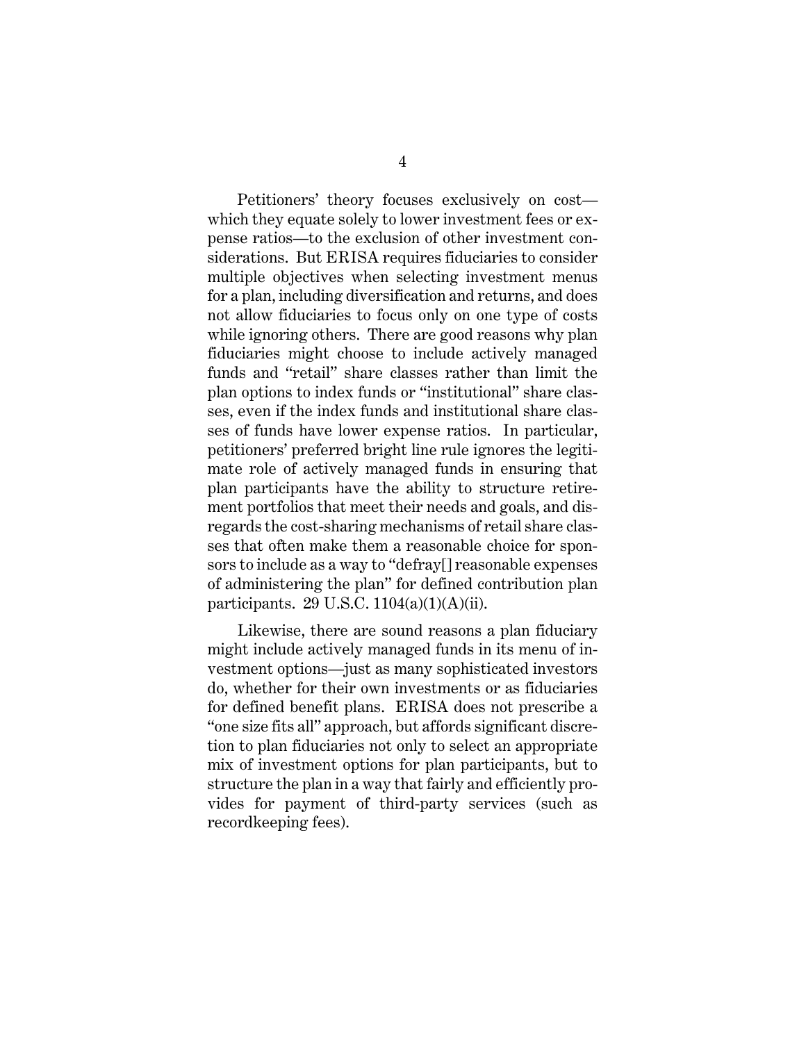Petitioners' theory focuses exclusively on cost—which they equate solely to lower investment fees or expense ratios—to the exclusion of other investment considerations. But ERISA requires fiduciaries to consider multiple objectives when selecting investment menus for a plan, including diversification and returns, and does not allow fiduciaries to focus only on one type of costs while ignoring others. There are good reasons why plan fiduciaries might choose to include actively managed funds and "retail" share classes rather than limit the plan options to index funds or "institutional" share classes, even if the index funds and institutional share classes of funds have lower expense ratios. In particular, petitioners' preferred bright line rule ignores the legitimate role of actively managed funds in ensuring that plan participants have the ability to structure retirement portfolios that meet their needs and goals, and disregards the cost-sharing mechanisms of retail share classes that often make them a reasonable choice for sponsors to include as a way to "defray[] reasonable expenses of administering the plan" for defined contribution plan participants. 29 U.S.C. 1104(a)(1)(A)(ii).

Likewise, there are sound reasons a plan fiduciary might include actively managed funds in its menu of investment options—just as many sophisticated investors do, whether for their own investments or as fiduciaries for defined benefit plans. ERISA does not prescribe a "one size fits all" approach, but affords significant discretion to plan fiduciaries not only to select an appropriate mix of investment options for plan participants, but to structure the plan in a way that fairly and efficiently provides for payment of third-party services (such as recordkeeping fees).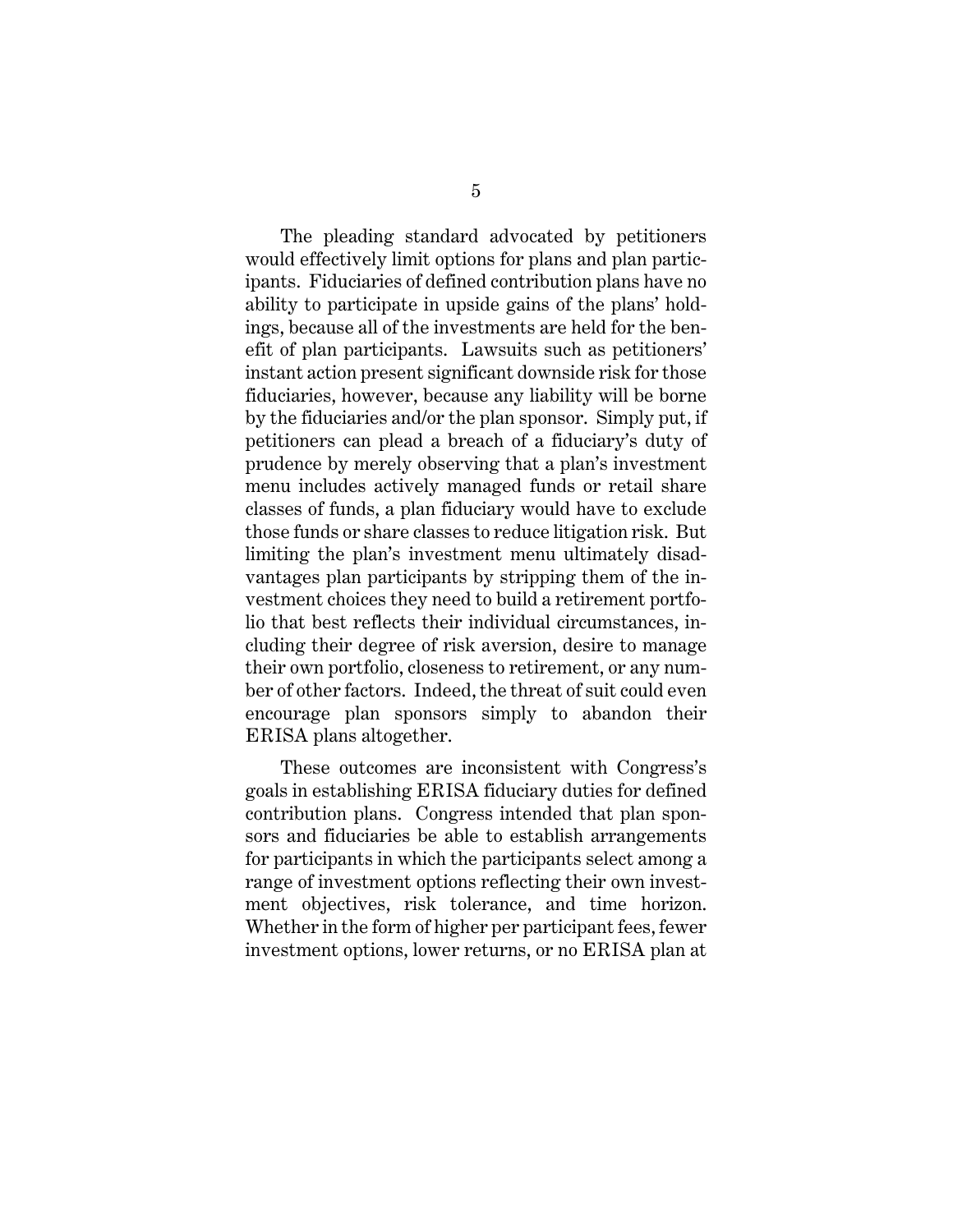The pleading standard advocated by petitioners would effectively limit options for plans and plan participants. Fiduciaries of defined contribution plans have no ability to participate in upside gains of the plans' holdings, because all of the investments are held for the benefit of plan participants. Lawsuits such as petitioners' instant action present significant downside risk for those fiduciaries, however, because any liability will be borne by the fiduciaries and/or the plan sponsor. Simply put, if petitioners can plead a breach of a fiduciary's duty of prudence by merely observing that a plan's investment menu includes actively managed funds or retail share classes of funds, a plan fiduciary would have to exclude those funds or share classes to reduce litigation risk. But limiting the plan's investment menu ultimately disadvantages plan participants by stripping them of the investment choices they need to build a retirement portfolio that best reflects their individual circumstances, including their degree of risk aversion, desire to manage their own portfolio, closeness to retirement, or any number of other factors. Indeed, the threat of suit could even encourage plan sponsors simply to abandon their ERISA plans altogether.

These outcomes are inconsistent with Congress's goals in establishing ERISA fiduciary duties for defined contribution plans. Congress intended that plan sponsors and fiduciaries be able to establish arrangements for participants in which the participants select among a range of investment options reflecting their own investment objectives, risk tolerance, and time horizon. Whether in the form of higher per participant fees, fewer investment options, lower returns, or no ERISA plan at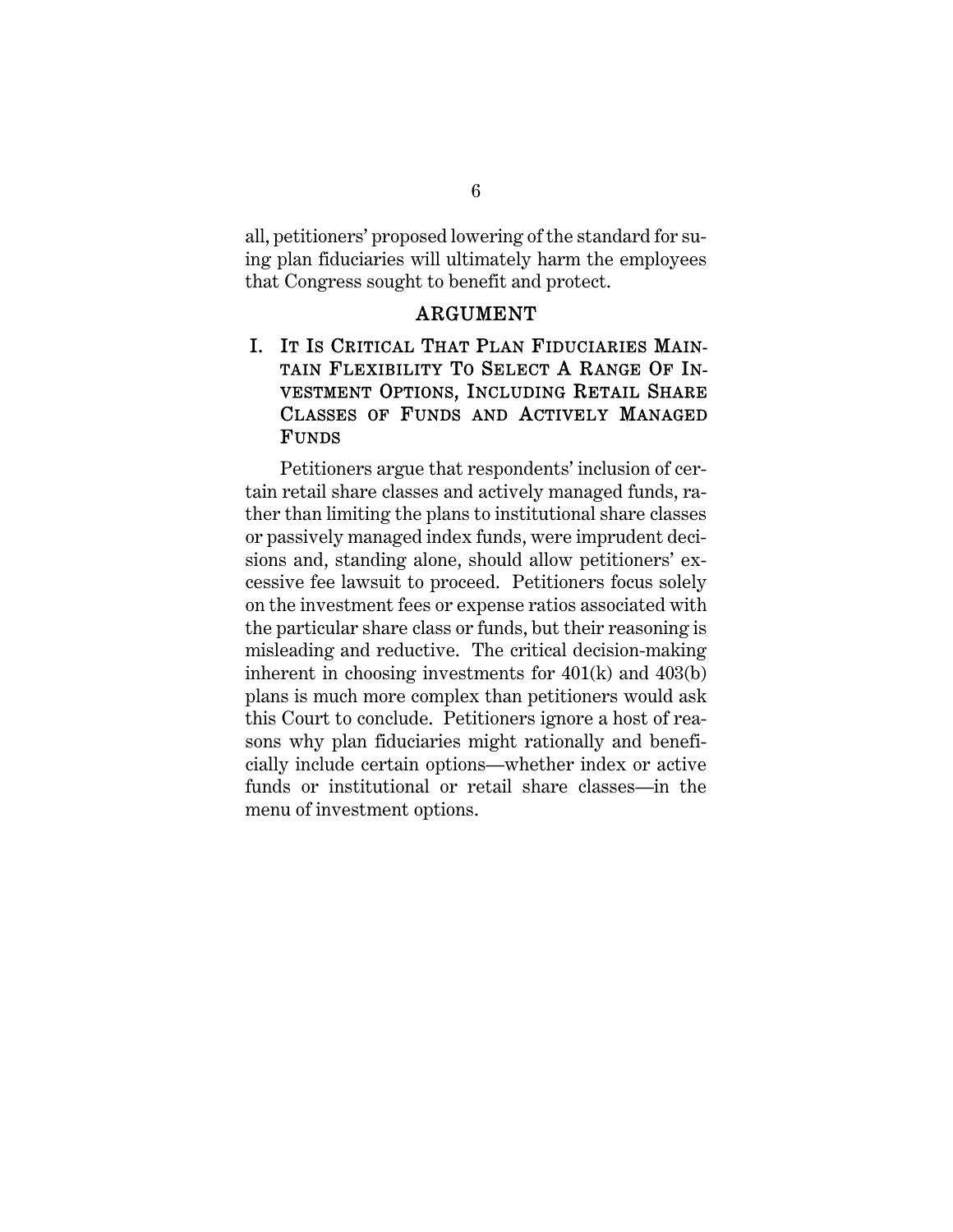all, petitioners' proposed lowering of the standard for suing plan fiduciaries will ultimately harm the employees that Congress sought to benefit and protect.

## ARGUMENT

### I. It Is Critical That Plan Fiduciaries Maintain Flexibility To Select A Range Of Investment Options, Including Retail Share Classes of Funds and Actively Managed Funds

Petitioners argue that respondents' inclusion of certain retail share classes and actively managed funds, rather than limiting the plans to institutional share classes or passively managed index funds, were imprudent decisions and, standing alone, should allow petitioners' excessive fee lawsuit to proceed. Petitioners focus solely on the investment fees or expense ratios associated with the particular share class or funds, but their reasoning is misleading and reductive. The critical decision-making inherent in choosing investments for 401(k) and 403(b) plans is much more complex than petitioners would ask this Court to conclude. Petitioners ignore a host of reasons why plan fiduciaries might rationally and beneficially include certain options—whether index or active funds or institutional or retail share classes—in the menu of investment options.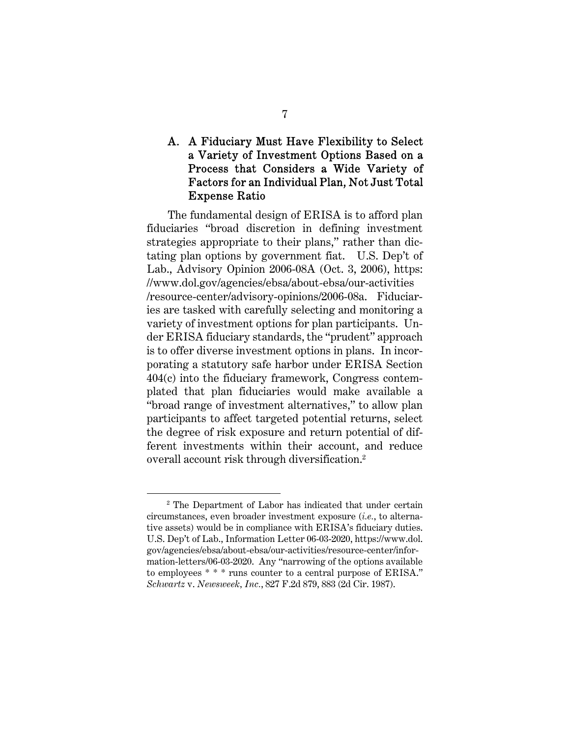### A. A Fiduciary Must Have Flexibility to Select a Variety of Investment Options Based on a Process that Considers a Wide Variety of Factors for an Individual Plan, Not Just Total Expense Ratio

The fundamental design of ERISA is to afford plan fiduciaries "broad discretion in defining investment strategies appropriate to their plans," rather than dictating plan options by government fiat. U.S. Dep't of Lab., Advisory Opinion 2006-08A (Oct. 3, 2006), https://www.dol.gov/agencies/ebsa/about-ebsa/our-activities/resource-center/advisory-opinions/2006-08a. Fiduciaries are tasked with carefully selecting and monitoring a variety of investment options for plan participants. Under ERISA fiduciary standards, the "prudent" approach is to offer diverse investment options in plans. In incorporating a statutory safe harbor under ERISA Section 404(c) into the fiduciary framework, Congress contemplated that plan fiduciaries would make available a "broad range of investment alternatives," to allow plan participants to affect targeted potential returns, select the degree of risk exposure and return potential of different investments within their account, and reduce overall account risk through diversification.[2]

---

[2] The Department of Labor has indicated that under certain circumstances, even broader investment exposure (*i.e.*, to alternative assets) would be in compliance with ERISA's fiduciary duties. U.S. Dep't of Lab., Information Letter 06-03-2020, https://www.dol.gov/agencies/ebsa/about-ebsa/our-activities/resource-center/information-letters/06-03-2020. Any "narrowing of the options available to employees * * * runs counter to a central purpose of ERISA." *Schwartz* v. *Newsweek, Inc.*, 827 F.2d 879, 883 (2d Cir. 1987).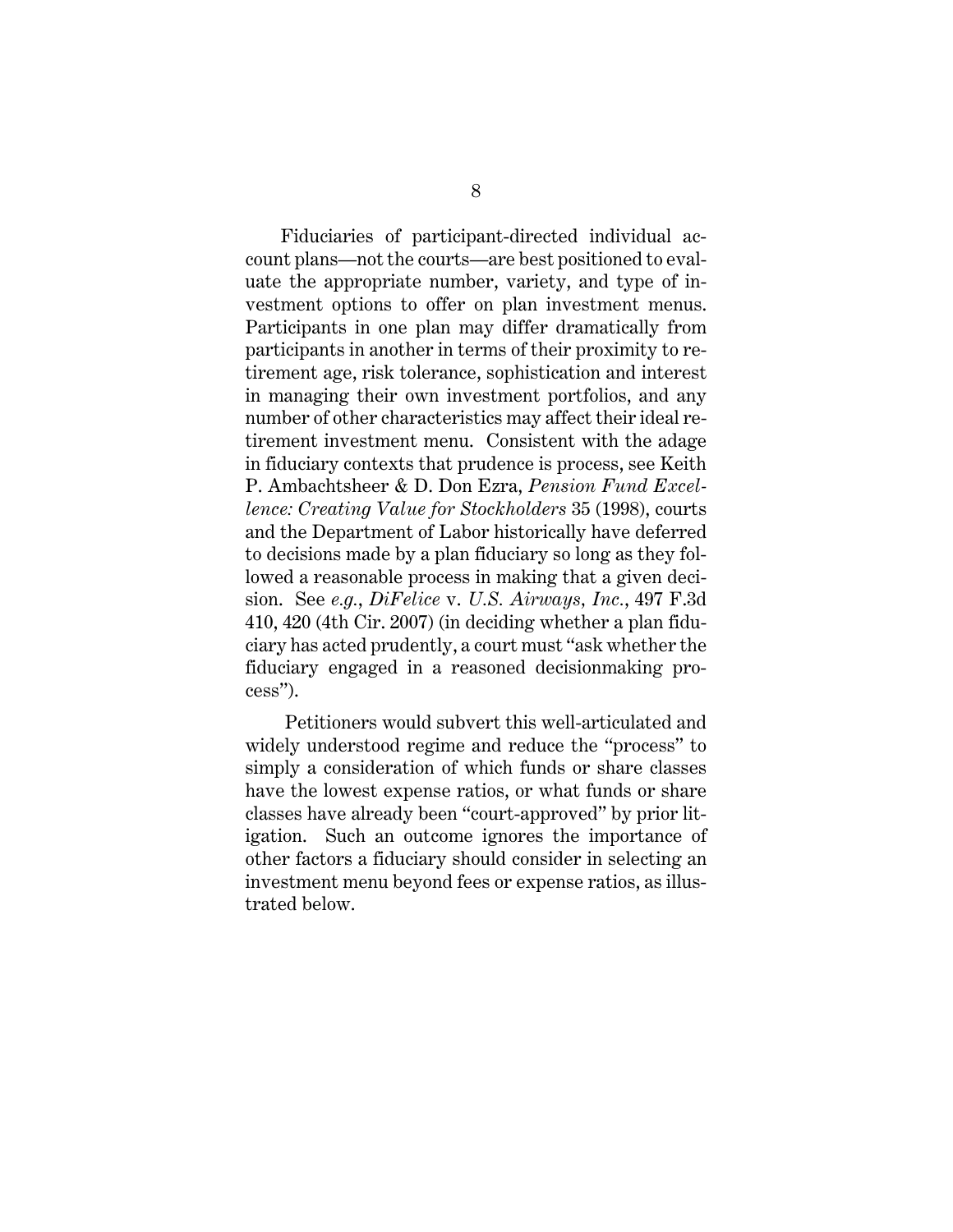Fiduciaries of participant-directed individual account plans—not the courts—are best positioned to evaluate the appropriate number, variety, and type of investment options to offer on plan investment menus. Participants in one plan may differ dramatically from participants in another in terms of their proximity to retirement age, risk tolerance, sophistication and interest in managing their own investment portfolios, and any number of other characteristics may affect their ideal retirement investment menu. Consistent with the adage in fiduciary contexts that prudence is process, see Keith P. Ambachtsheer & D. Don Ezra, *Pension Fund Excellence: Creating Value for Stockholders* 35 (1998), courts and the Department of Labor historically have deferred to decisions made by a plan fiduciary so long as they followed a reasonable process in making that a given decision. See *e.g.*, *DiFelice* v. *U.S. Airways, Inc.*, 497 F.3d 410, 420 (4th Cir. 2007) (in deciding whether a plan fiduciary has acted prudently, a court must "ask whether the fiduciary engaged in a reasoned decisionmaking process").

Petitioners would subvert this well-articulated and widely understood regime and reduce the "process" to simply a consideration of which funds or share classes have the lowest expense ratios, or what funds or share classes have already been "court-approved" by prior litigation. Such an outcome ignores the importance of other factors a fiduciary should consider in selecting an investment menu beyond fees or expense ratios, as illustrated below.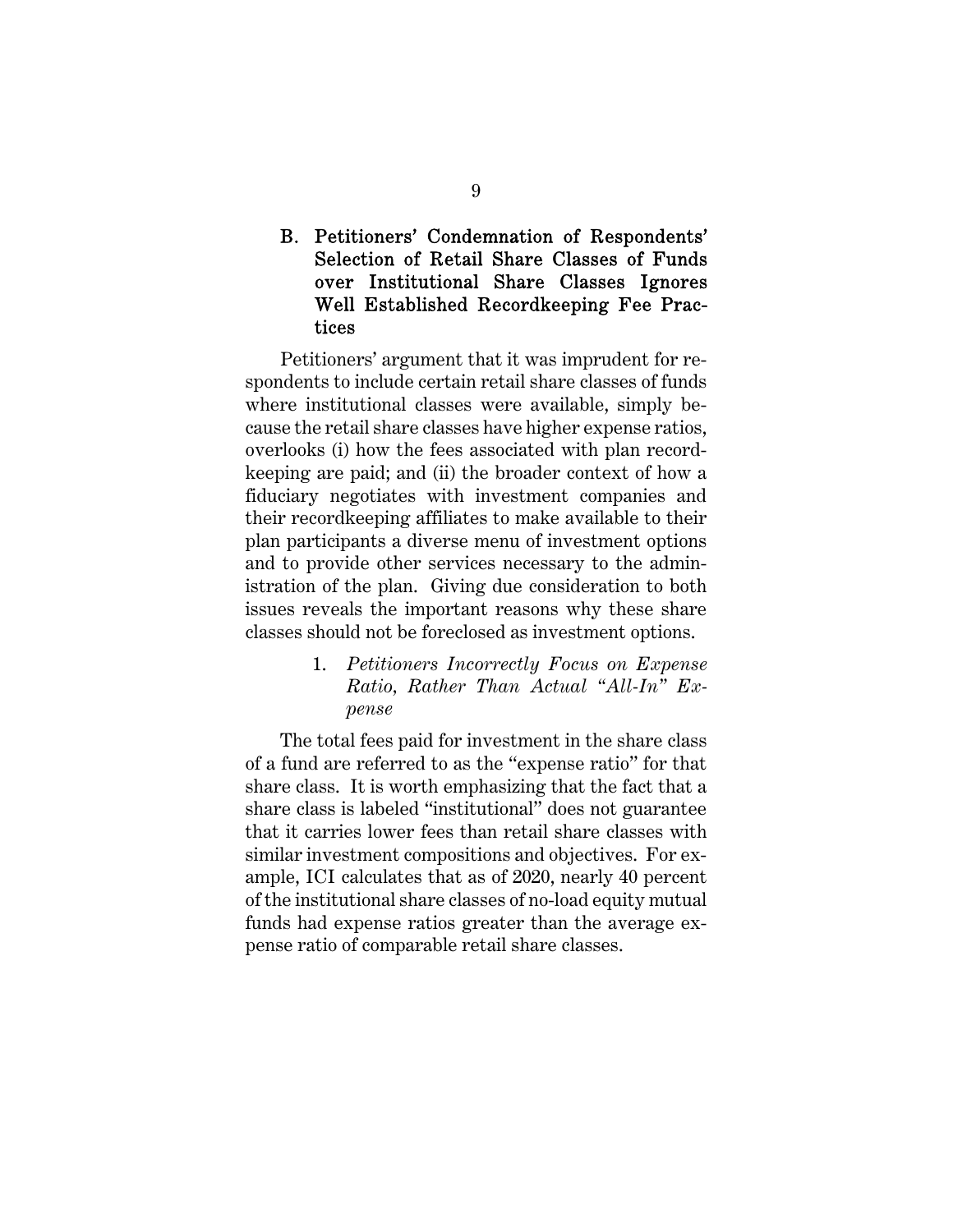### B. Petitioners' Condemnation of Respondents' Selection of Retail Share Classes of Funds over Institutional Share Classes Ignores Well Established Recordkeeping Fee Practices

Petitioners' argument that it was imprudent for respondents to include certain retail share classes of funds where institutional classes were available, simply because the retail share classes have higher expense ratios, overlooks (i) how the fees associated with plan recordkeeping are paid; and (ii) the broader context of how a fiduciary negotiates with investment companies and their recordkeeping affiliates to make available to their plan participants a diverse menu of investment options and to provide other services necessary to the administration of the plan. Giving due consideration to both issues reveals the important reasons why these share classes should not be foreclosed as investment options.

#### 1. *Petitioners Incorrectly Focus on Expense Ratio, Rather Than Actual "All-In" Expense*

The total fees paid for investment in the share class of a fund are referred to as the "expense ratio" for that share class. It is worth emphasizing that the fact that a share class is labeled "institutional" does not guarantee that it carries lower fees than retail share classes with similar investment compositions and objectives. For example, ICI calculates that as of 2020, nearly 40 percent of the institutional share classes of no-load equity mutual funds had expense ratios greater than the average expense ratio of comparable retail share classes.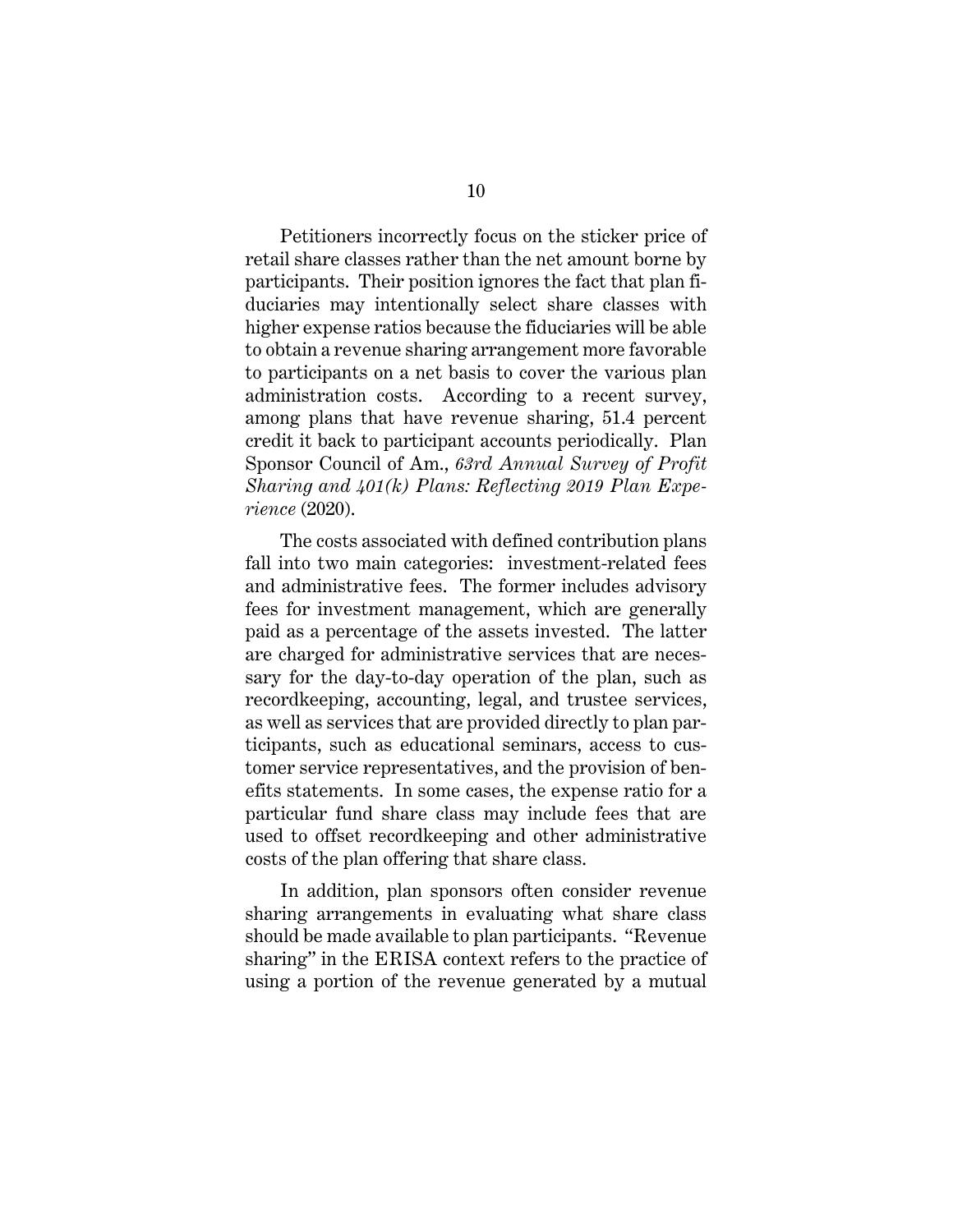Petitioners incorrectly focus on the sticker price of retail share classes rather than the net amount borne by participants. Their position ignores the fact that plan fiduciaries may intentionally select share classes with higher expense ratios because the fiduciaries will be able to obtain a revenue sharing arrangement more favorable to participants on a net basis to cover the various plan administration costs. According to a recent survey, among plans that have revenue sharing, 51.4 percent credit it back to participant accounts periodically. Plan Sponsor Council of Am., *63rd Annual Survey of Profit Sharing and 401(k) Plans: Reflecting 2019 Plan Experience* (2020).

The costs associated with defined contribution plans fall into two main categories: investment-related fees and administrative fees. The former includes advisory fees for investment management, which are generally paid as a percentage of the assets invested. The latter are charged for administrative services that are necessary for the day-to-day operation of the plan, such as recordkeeping, accounting, legal, and trustee services, as well as services that are provided directly to plan participants, such as educational seminars, access to customer service representatives, and the provision of benefits statements. In some cases, the expense ratio for a particular fund share class may include fees that are used to offset recordkeeping and other administrative costs of the plan offering that share class.

In addition, plan sponsors often consider revenue sharing arrangements in evaluating what share class should be made available to plan participants. "Revenue sharing" in the ERISA context refers to the practice of using a portion of the revenue generated by a mutual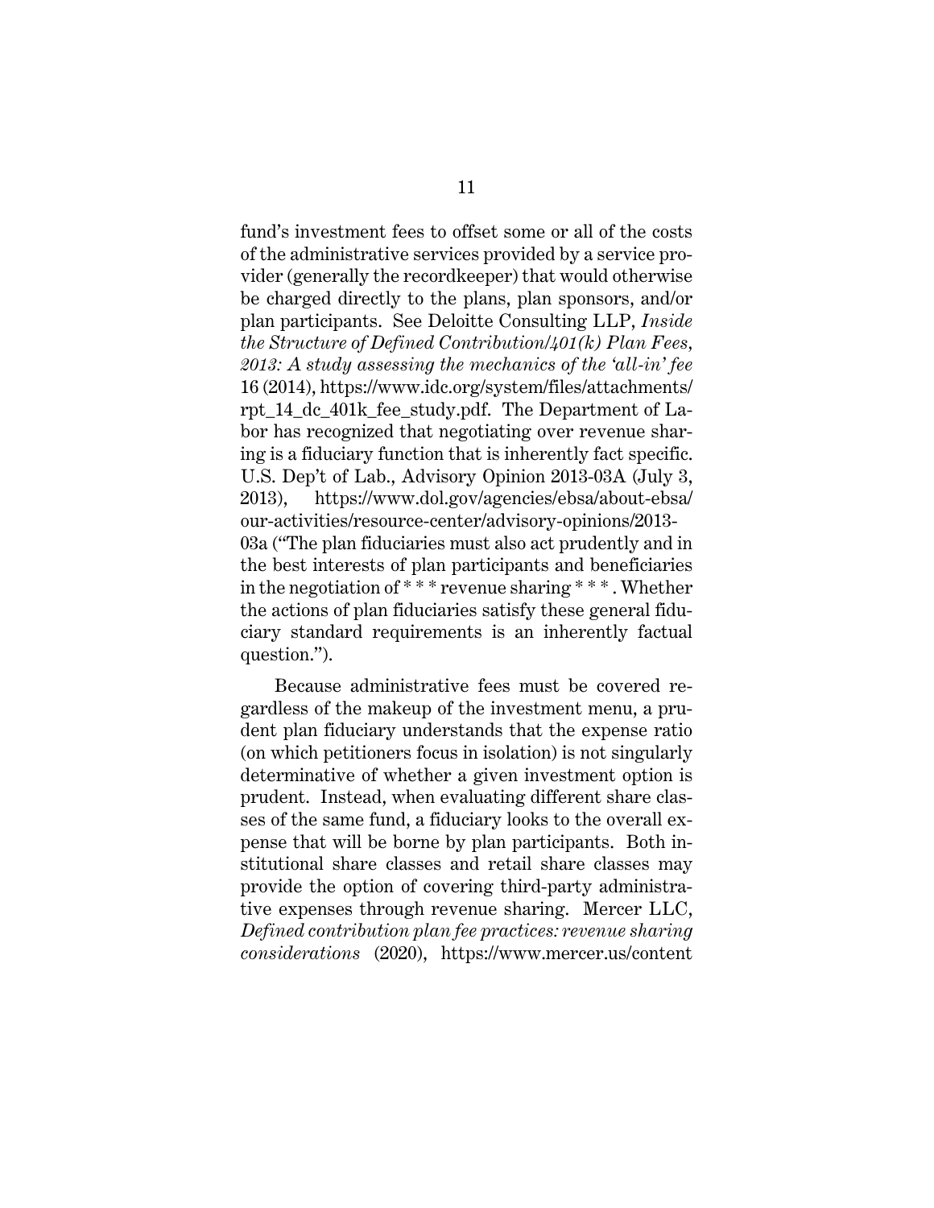fund's investment fees to offset some or all of the costs of the administrative services provided by a service provider (generally the recordkeeper) that would otherwise be charged directly to the plans, plan sponsors, and/or plan participants. See Deloitte Consulting LLP, *Inside the Structure of Defined Contribution/401(k) Plan Fees, 2013: A study assessing the mechanics of the 'all-in' fee* 16 (2014), https://www.idc.org/system/files/attachments/rpt_14_dc_401k_fee_study.pdf. The Department of Labor has recognized that negotiating over revenue sharing is a fiduciary function that is inherently fact specific. U.S. Dep't of Lab., Advisory Opinion 2013-03A (July 3, 2013), https://www.dol.gov/agencies/ebsa/about-ebsa/our-activities/resource-center/advisory-opinions/2013-03a ("The plan fiduciaries must also act prudently and in the best interests of plan participants and beneficiaries in the negotiation of * * * revenue sharing * * * . Whether the actions of plan fiduciaries satisfy these general fiduciary standard requirements is an inherently factual question.").

Because administrative fees must be covered regardless of the makeup of the investment menu, a prudent plan fiduciary understands that the expense ratio (on which petitioners focus in isolation) is not singularly determinative of whether a given investment option is prudent. Instead, when evaluating different share classes of the same fund, a fiduciary looks to the overall expense that will be borne by plan participants. Both institutional share classes and retail share classes may provide the option of covering third-party administrative expenses through revenue sharing. Mercer LLC, *Defined contribution plan fee practices: revenue sharing considerations* (2020), https://www.mercer.us/content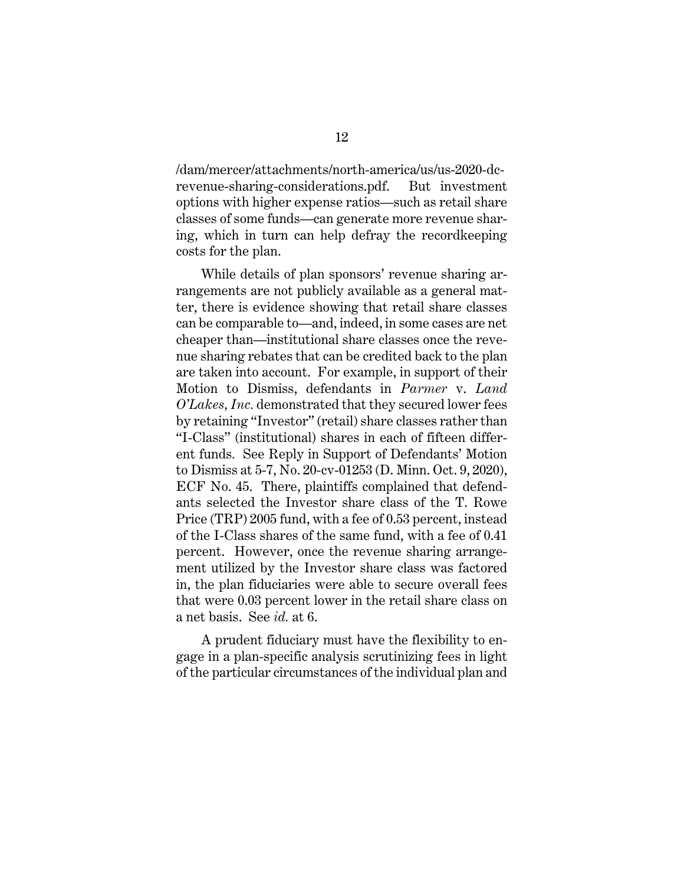/dam/mercer/attachments/north-america/us/us-2020-dc-revenue-sharing-considerations.pdf. But investment options with higher expense ratios—such as retail share classes of some funds—can generate more revenue sharing, which in turn can help defray the recordkeeping costs for the plan.

While details of plan sponsors' revenue sharing arrangements are not publicly available as a general matter, there is evidence showing that retail share classes can be comparable to—and, indeed, in some cases are net cheaper than—institutional share classes once the revenue sharing rebates that can be credited back to the plan are taken into account. For example, in support of their Motion to Dismiss, defendants in *Parmer* v. *Land O'Lakes, Inc.* demonstrated that they secured lower fees by retaining "Investor" (retail) share classes rather than "I-Class" (institutional) shares in each of fifteen different funds. See Reply in Support of Defendants' Motion to Dismiss at 5-7, No. 20-cv-01253 (D. Minn. Oct. 9, 2020), ECF No. 45. There, plaintiffs complained that defendants selected the Investor share class of the T. Rowe Price (TRP) 2005 fund, with a fee of 0.53 percent, instead of the I-Class shares of the same fund, with a fee of 0.41 percent. However, once the revenue sharing arrangement utilized by the Investor share class was factored in, the plan fiduciaries were able to secure overall fees that were 0.03 percent lower in the retail share class on a net basis. See *id.* at 6.

A prudent fiduciary must have the flexibility to engage in a plan-specific analysis scrutinizing fees in light of the particular circumstances of the individual plan and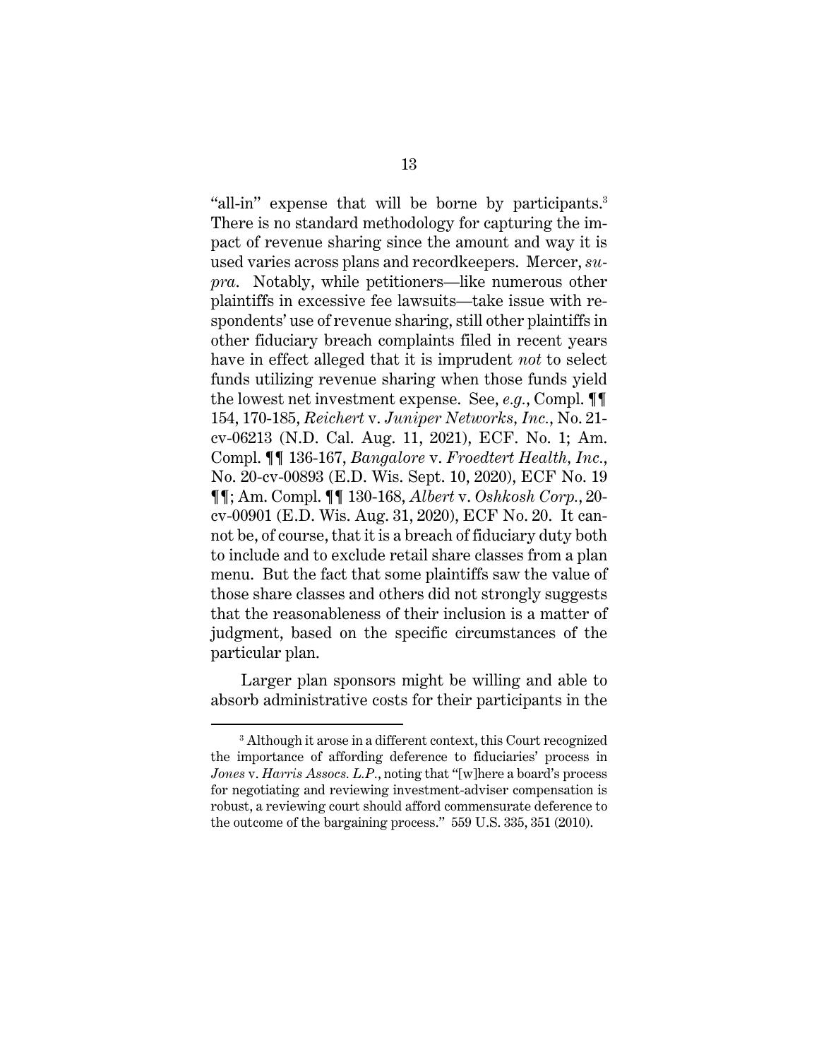"all-in" expense that will be borne by participants.[3] There is no standard methodology for capturing the impact of revenue sharing since the amount and way it is used varies across plans and recordkeepers. Mercer, *supra*. Notably, while petitioners—like numerous other plaintiffs in excessive fee lawsuits—take issue with respondents' use of revenue sharing, still other plaintiffs in other fiduciary breach complaints filed in recent years have in effect alleged that it is imprudent *not* to select funds utilizing revenue sharing when those funds yield the lowest net investment expense. See, *e.g.*, Compl. ¶¶ 154, 170-185, *Reichert* v. *Juniper Networks, Inc.*, No. 21-cv-06213 (N.D. Cal. Aug. 11, 2021), ECF. No. 1; Am. Compl. ¶¶ 136-167, *Bangalore* v. *Froedtert Health, Inc.*, No. 20-cv-00893 (E.D. Wis. Sept. 10, 2020), ECF No. 19 ¶¶; Am. Compl. ¶¶ 130-168, *Albert* v. *Oshkosh Corp.*, 20-cv-00901 (E.D. Wis. Aug. 31, 2020), ECF No. 20. It cannot be, of course, that it is a breach of fiduciary duty both to include and to exclude retail share classes from a plan menu. But the fact that some plaintiffs saw the value of those share classes and others did not strongly suggests that the reasonableness of their inclusion is a matter of judgment, based on the specific circumstances of the particular plan.

Larger plan sponsors might be willing and able to absorb administrative costs for their participants in the

---

[3] Although it arose in a different context, this Court recognized the importance of affording deference to fiduciaries' process in *Jones* v. *Harris Assocs. L.P.*, noting that "[w]here a board's process for negotiating and reviewing investment-adviser compensation is robust, a reviewing court should afford commensurate deference to the outcome of the bargaining process." 559 U.S. 335, 351 (2010).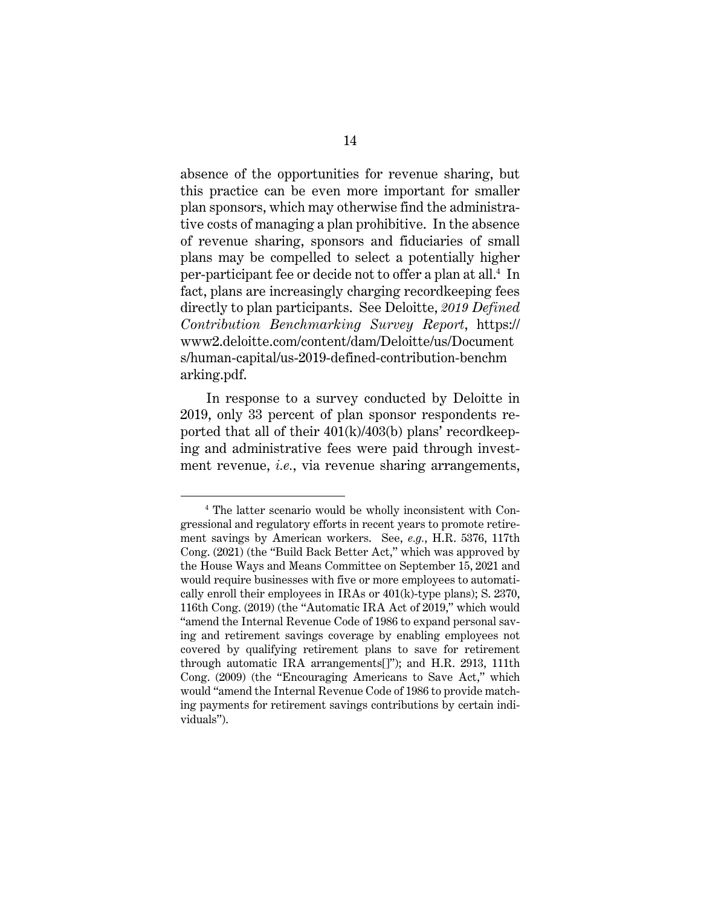absence of the opportunities for revenue sharing, but this practice can be even more important for smaller plan sponsors, which may otherwise find the administrative costs of managing a plan prohibitive. In the absence of revenue sharing, sponsors and fiduciaries of small plans may be compelled to select a potentially higher per-participant fee or decide not to offer a plan at all.[4] In fact, plans are increasingly charging recordkeeping fees directly to plan participants. See Deloitte, *2019 Defined Contribution Benchmarking Survey Report*, https://www2.deloitte.com/content/dam/Deloitte/us/Documents/human-capital/us-2019-defined-contribution-benchmarking.pdf.

In response to a survey conducted by Deloitte in 2019, only 33 percent of plan sponsor respondents reported that all of their 401(k)/403(b) plans' recordkeeping and administrative fees were paid through investment revenue, *i.e.*, via revenue sharing arrangements,

---

[4] The latter scenario would be wholly inconsistent with Congressional and regulatory efforts in recent years to promote retirement savings by American workers. See, *e.g.*, H.R. 5376, 117th Cong. (2021) (the "Build Back Better Act," which was approved by the House Ways and Means Committee on September 15, 2021 and would require businesses with five or more employees to automatically enroll their employees in IRAs or 401(k)-type plans); S. 2370, 116th Cong. (2019) (the "Automatic IRA Act of 2019," which would "amend the Internal Revenue Code of 1986 to expand personal saving and retirement savings coverage by enabling employees not covered by qualifying retirement plans to save for retirement through automatic IRA arrangements[]"); and H.R. 2913, 111th Cong. (2009) (the "Encouraging Americans to Save Act," which would "amend the Internal Revenue Code of 1986 to provide matching payments for retirement savings contributions by certain individuals").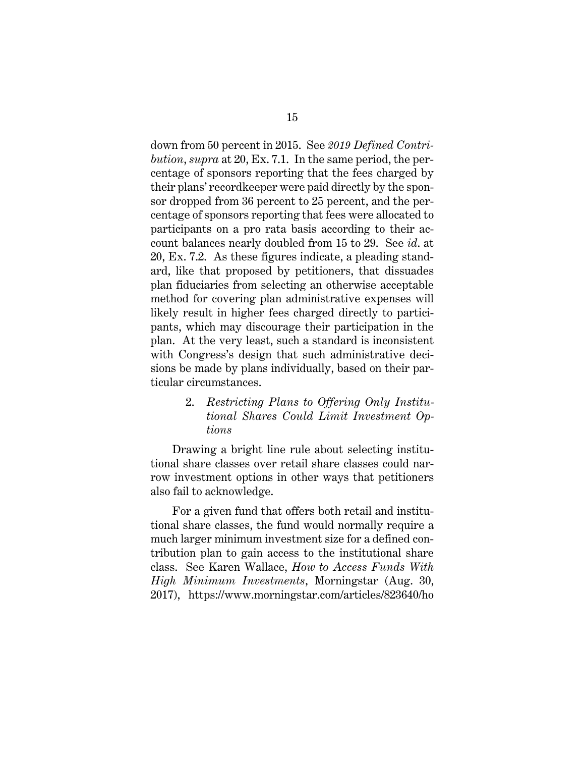down from 50 percent in 2015. See *2019 Defined Contribution*, *supra* at 20, Ex. 7.1. In the same period, the percentage of sponsors reporting that the fees charged by their plans' recordkeeper were paid directly by the sponsor dropped from 36 percent to 25 percent, and the percentage of sponsors reporting that fees were allocated to participants on a pro rata basis according to their account balances nearly doubled from 15 to 29. See *id.* at 20, Ex. 7.2. As these figures indicate, a pleading standard, like that proposed by petitioners, that dissuades plan fiduciaries from selecting an otherwise acceptable method for covering plan administrative expenses will likely result in higher fees charged directly to participants, which may discourage their participation in the plan. At the very least, such a standard is inconsistent with Congress's design that such administrative decisions be made by plans individually, based on their particular circumstances.

2. *Restricting Plans to Offering Only Institutional Shares Could Limit Investment Options*

Drawing a bright line rule about selecting institutional share classes over retail share classes could narrow investment options in other ways that petitioners also fail to acknowledge.

For a given fund that offers both retail and institutional share classes, the fund would normally require a much larger minimum investment size for a defined contribution plan to gain access to the institutional share class. See Karen Wallace, *How to Access Funds With High Minimum Investments*, Morningstar (Aug. 30, 2017), https://www.morningstar.com/articles/823640/ho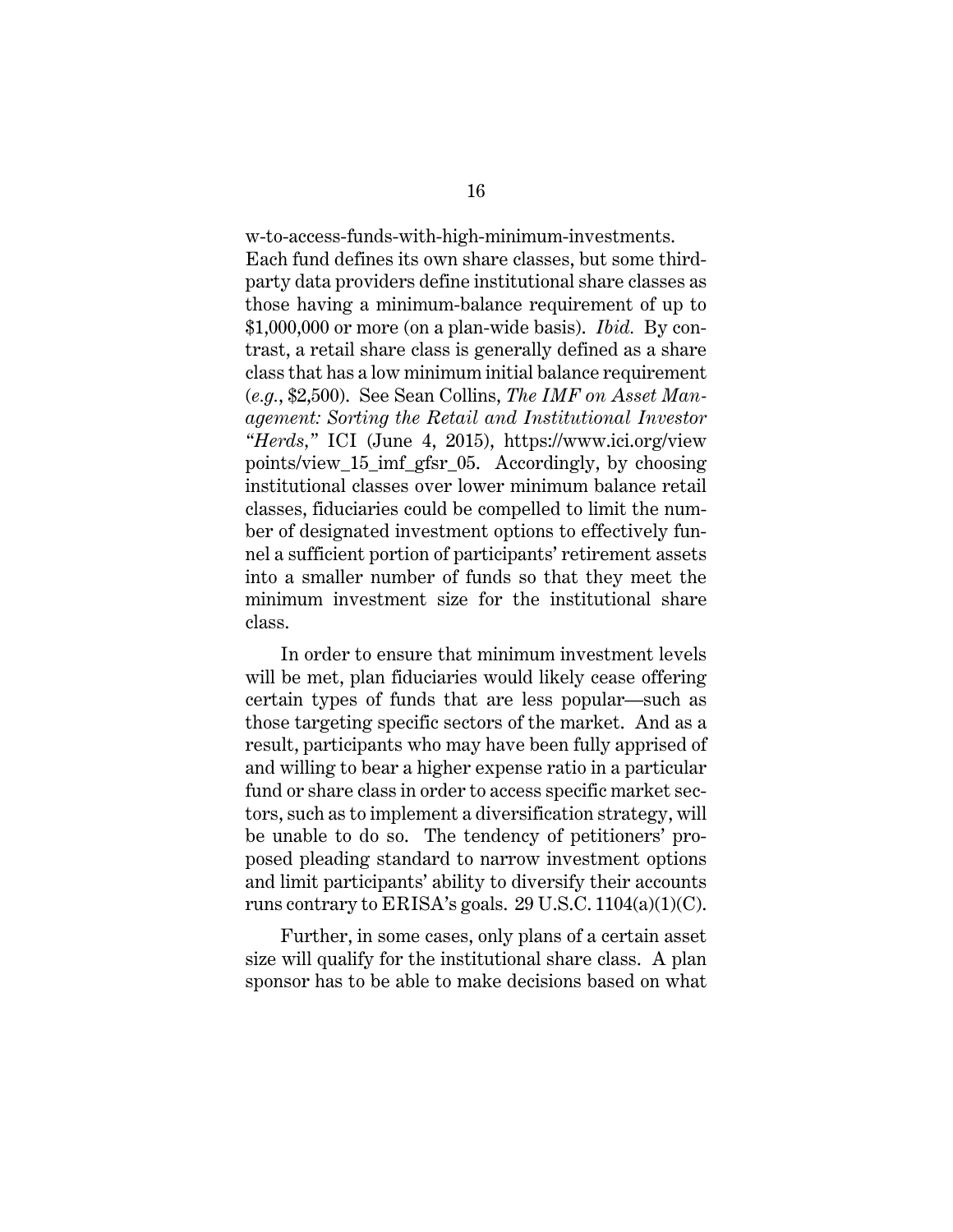w-to-access-funds-with-high-minimum-investments. Each fund defines its own share classes, but some third-party data providers define institutional share classes as those having a minimum-balance requirement of up to $1,000,000 or more (on a plan-wide basis). *Ibid.* By contrast, a retail share class is generally defined as a share class that has a low minimum initial balance requirement (*e.g.*, $2,500). See Sean Collins, *The IMF on Asset Management: Sorting the Retail and Institutional Investor "Herds,"* ICI (June 4, 2015), https://www.ici.org/viewpoints/view_15_imf_gfsr_05. Accordingly, by choosing institutional classes over lower minimum balance retail classes, fiduciaries could be compelled to limit the number of designated investment options to effectively funnel a sufficient portion of participants' retirement assets into a smaller number of funds so that they meet the minimum investment size for the institutional share class.

In order to ensure that minimum investment levels will be met, plan fiduciaries would likely cease offering certain types of funds that are less popular—such as those targeting specific sectors of the market. And as a result, participants who may have been fully apprised of and willing to bear a higher expense ratio in a particular fund or share class in order to access specific market sectors, such as to implement a diversification strategy, will be unable to do so. The tendency of petitioners' proposed pleading standard to narrow investment options and limit participants' ability to diversify their accounts runs contrary to ERISA's goals. 29 U.S.C. 1104(a)(1)(C).

Further, in some cases, only plans of a certain asset size will qualify for the institutional share class. A plan sponsor has to be able to make decisions based on what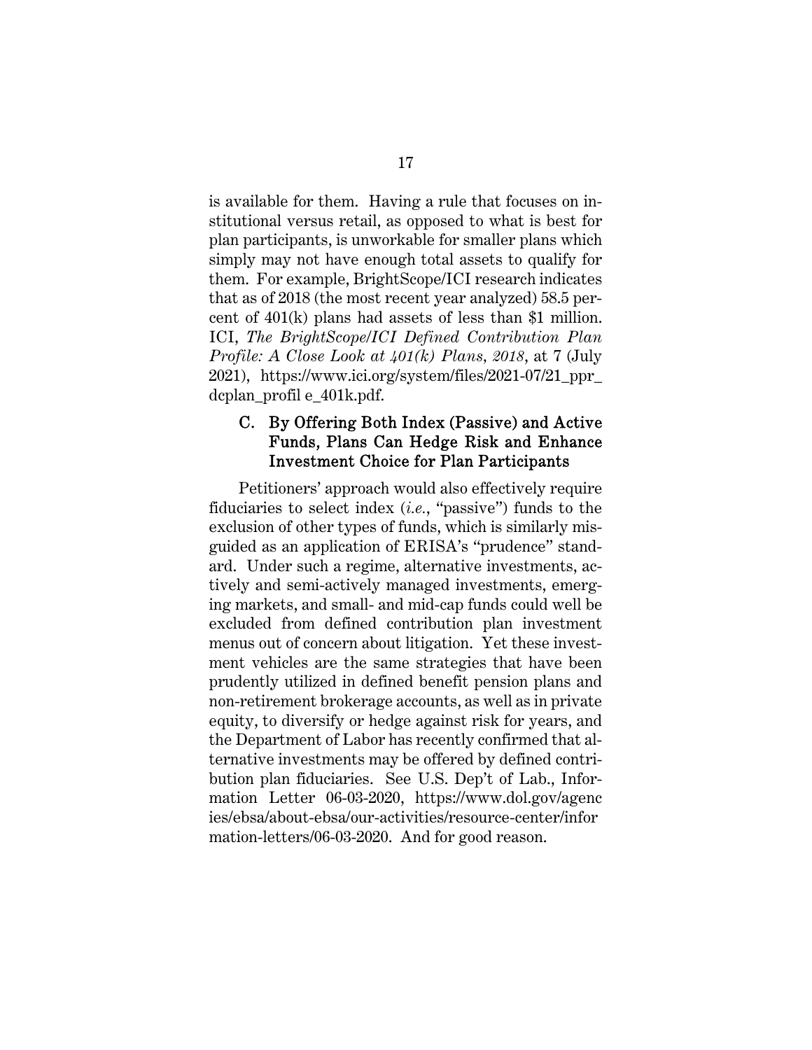is available for them. Having a rule that focuses on institutional versus retail, as opposed to what is best for plan participants, is unworkable for smaller plans which simply may not have enough total assets to qualify for them. For example, BrightScope/ICI research indicates that as of 2018 (the most recent year analyzed) 58.5 percent of 401(k) plans had assets of less than $1 million. ICI, *The BrightScope/ICI Defined Contribution Plan Profile: A Close Look at 401(k) Plans, 2018*, at 7 (July 2021), https://www.ici.org/system/files/2021-07/21_ppr_dcplan_profil e_401k.pdf.

### C. By Offering Both Index (Passive) and Active Funds, Plans Can Hedge Risk and Enhance Investment Choice for Plan Participants

Petitioners' approach would also effectively require fiduciaries to select index (*i.e.*, "passive") funds to the exclusion of other types of funds, which is similarly misguided as an application of ERISA's "prudence" standard. Under such a regime, alternative investments, actively and semi-actively managed investments, emerging markets, and small- and mid-cap funds could well be excluded from defined contribution plan investment menus out of concern about litigation. Yet these investment vehicles are the same strategies that have been prudently utilized in defined benefit pension plans and non-retirement brokerage accounts, as well as in private equity, to diversify or hedge against risk for years, and the Department of Labor has recently confirmed that alternative investments may be offered by defined contribution plan fiduciaries. See U.S. Dep't of Lab., Information Letter 06-03-2020, https://www.dol.gov/agencies/ebsa/about-ebsa/our-activities/resource-center/information-letters/06-03-2020. And for good reason.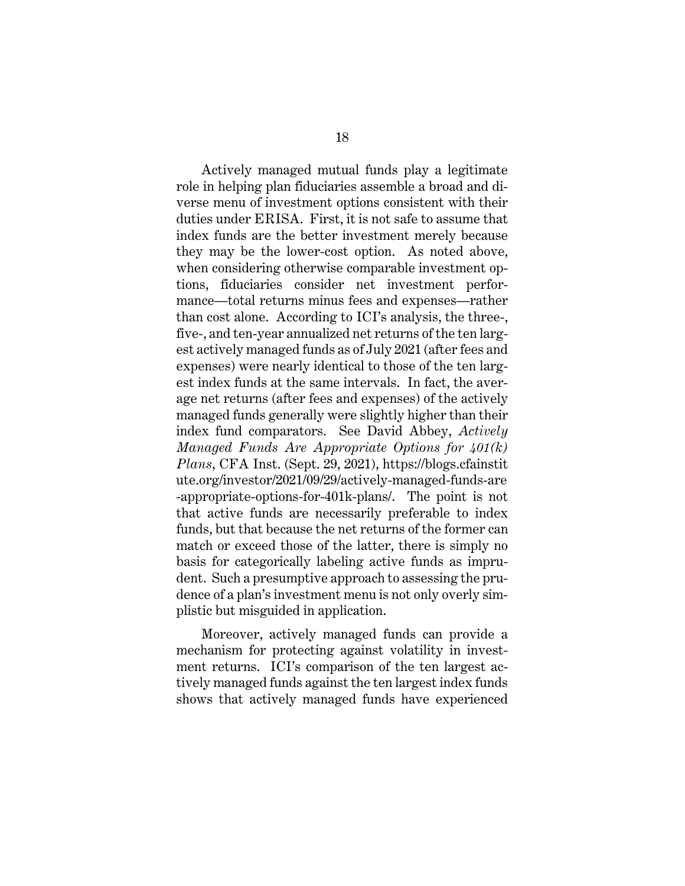Actively managed mutual funds play a legitimate role in helping plan fiduciaries assemble a broad and diverse menu of investment options consistent with their duties under ERISA. First, it is not safe to assume that index funds are the better investment merely because they may be the lower-cost option. As noted above, when considering otherwise comparable investment options, fiduciaries consider net investment performance—total returns minus fees and expenses—rather than cost alone. According to ICI's analysis, the three-, five-, and ten-year annualized net returns of the ten largest actively managed funds as of July 2021 (after fees and expenses) were nearly identical to those of the ten largest index funds at the same intervals. In fact, the average net returns (after fees and expenses) of the actively managed funds generally were slightly higher than their index fund comparators. See David Abbey, *Actively Managed Funds Are Appropriate Options for 401(k) Plans*, CFA Inst. (Sept. 29, 2021), https://blogs.cfainstitute.org/investor/2021/09/29/actively-managed-funds-are-appropriate-options-for-401k-plans/. The point is not that active funds are necessarily preferable to index funds, but that because the net returns of the former can match or exceed those of the latter, there is simply no basis for categorically labeling active funds as imprudent. Such a presumptive approach to assessing the prudence of a plan's investment menu is not only overly simplistic but misguided in application.

Moreover, actively managed funds can provide a mechanism for protecting against volatility in investment returns. ICI's comparison of the ten largest actively managed funds against the ten largest index funds shows that actively managed funds have experienced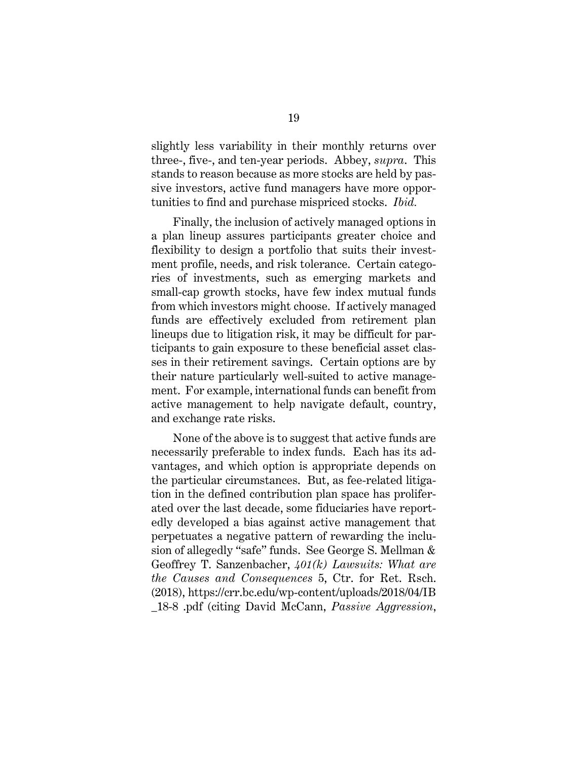slightly less variability in their monthly returns over three-, five-, and ten-year periods. Abbey, *supra*. This stands to reason because as more stocks are held by passive investors, active fund managers have more opportunities to find and purchase mispriced stocks. *Ibid.*

Finally, the inclusion of actively managed options in a plan lineup assures participants greater choice and flexibility to design a portfolio that suits their investment profile, needs, and risk tolerance. Certain categories of investments, such as emerging markets and small-cap growth stocks, have few index mutual funds from which investors might choose. If actively managed funds are effectively excluded from retirement plan lineups due to litigation risk, it may be difficult for participants to gain exposure to these beneficial asset classes in their retirement savings. Certain options are by their nature particularly well-suited to active management. For example, international funds can benefit from active management to help navigate default, country, and exchange rate risks.

None of the above is to suggest that active funds are necessarily preferable to index funds. Each has its advantages, and which option is appropriate depends on the particular circumstances. But, as fee-related litigation in the defined contribution plan space has proliferated over the last decade, some fiduciaries have reportedly developed a bias against active management that perpetuates a negative pattern of rewarding the inclusion of allegedly "safe" funds. See George S. Mellman & Geoffrey T. Sanzenbacher, *401(k) Lawsuits: What are the Causes and Consequences* 5, Ctr. for Ret. Rsch. (2018), https://crr.bc.edu/wp-content/uploads/2018/04/IB_18-8 .pdf (citing David McCann, *Passive Aggression*,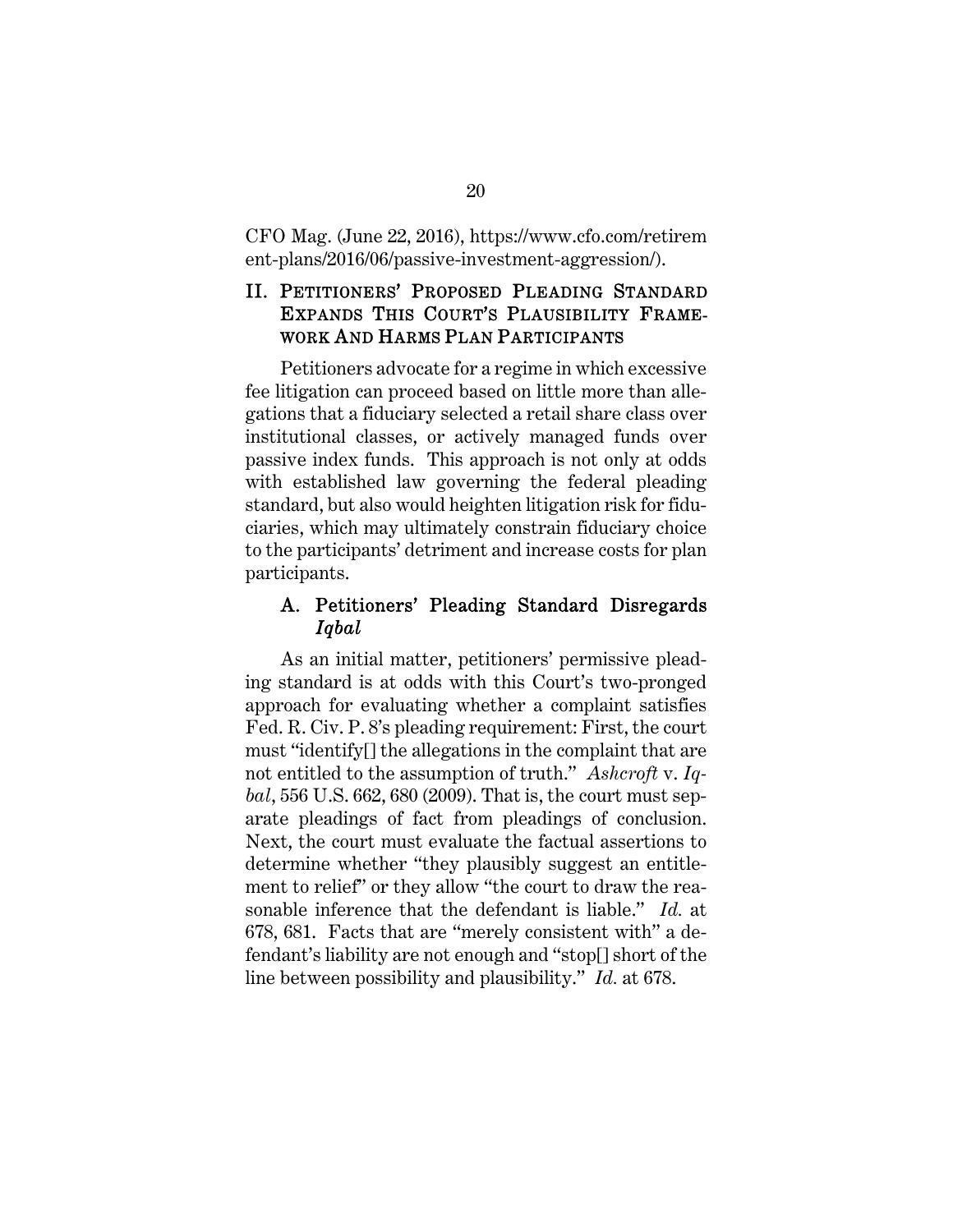CFO Mag. (June 22, 2016), https://www.cfo.com/retirement-plans/2016/06/passive-investment-aggression/).

## II. Petitioners' Proposed Pleading Standard Expands This Court's Plausibility Framework And Harms Plan Participants

Petitioners advocate for a regime in which excessive fee litigation can proceed based on little more than allegations that a fiduciary selected a retail share class over institutional classes, or actively managed funds over passive index funds. This approach is not only at odds with established law governing the federal pleading standard, but also would heighten litigation risk for fiduciaries, which may ultimately constrain fiduciary choice to the participants' detriment and increase costs for plan participants.

### A. Petitioners' Pleading Standard Disregards *Iqbal*

As an initial matter, petitioners' permissive pleading standard is at odds with this Court's two-pronged approach for evaluating whether a complaint satisfies Fed. R. Civ. P. 8's pleading requirement: First, the court must "identify[] the allegations in the complaint that are not entitled to the assumption of truth." *Ashcroft* v. *Iqbal*, 556 U.S. 662, 680 (2009). That is, the court must separate pleadings of fact from pleadings of conclusion. Next, the court must evaluate the factual assertions to determine whether "they plausibly suggest an entitlement to relief" or they allow "the court to draw the reasonable inference that the defendant is liable." *Id.* at 678, 681. Facts that are "merely consistent with" a defendant's liability are not enough and "stop[] short of the line between possibility and plausibility." *Id.* at 678.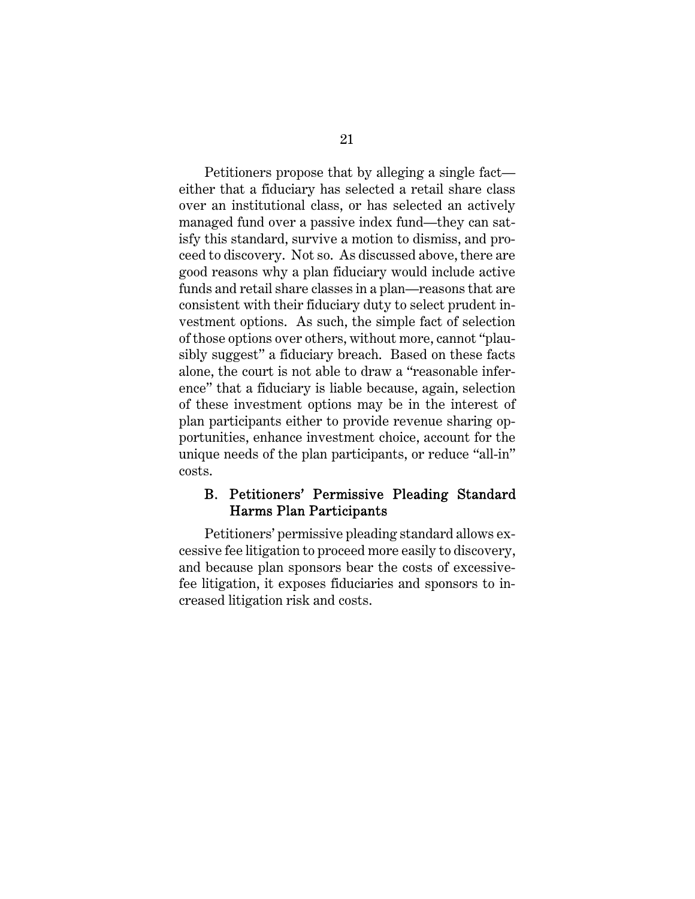Petitioners propose that by alleging a single fact—either that a fiduciary has selected a retail share class over an institutional class, or has selected an actively managed fund over a passive index fund—they can satisfy this standard, survive a motion to dismiss, and proceed to discovery. Not so. As discussed above, there are good reasons why a plan fiduciary would include active funds and retail share classes in a plan—reasons that are consistent with their fiduciary duty to select prudent investment options. As such, the simple fact of selection of those options over others, without more, cannot "plausibly suggest" a fiduciary breach. Based on these facts alone, the court is not able to draw a "reasonable inference" that a fiduciary is liable because, again, selection of these investment options may be in the interest of plan participants either to provide revenue sharing opportunities, enhance investment choice, account for the unique needs of the plan participants, or reduce "all-in" costs.

### B. Petitioners' Permissive Pleading Standard Harms Plan Participants

Petitioners' permissive pleading standard allows excessive fee litigation to proceed more easily to discovery, and because plan sponsors bear the costs of excessive-fee litigation, it exposes fiduciaries and sponsors to increased litigation risk and costs.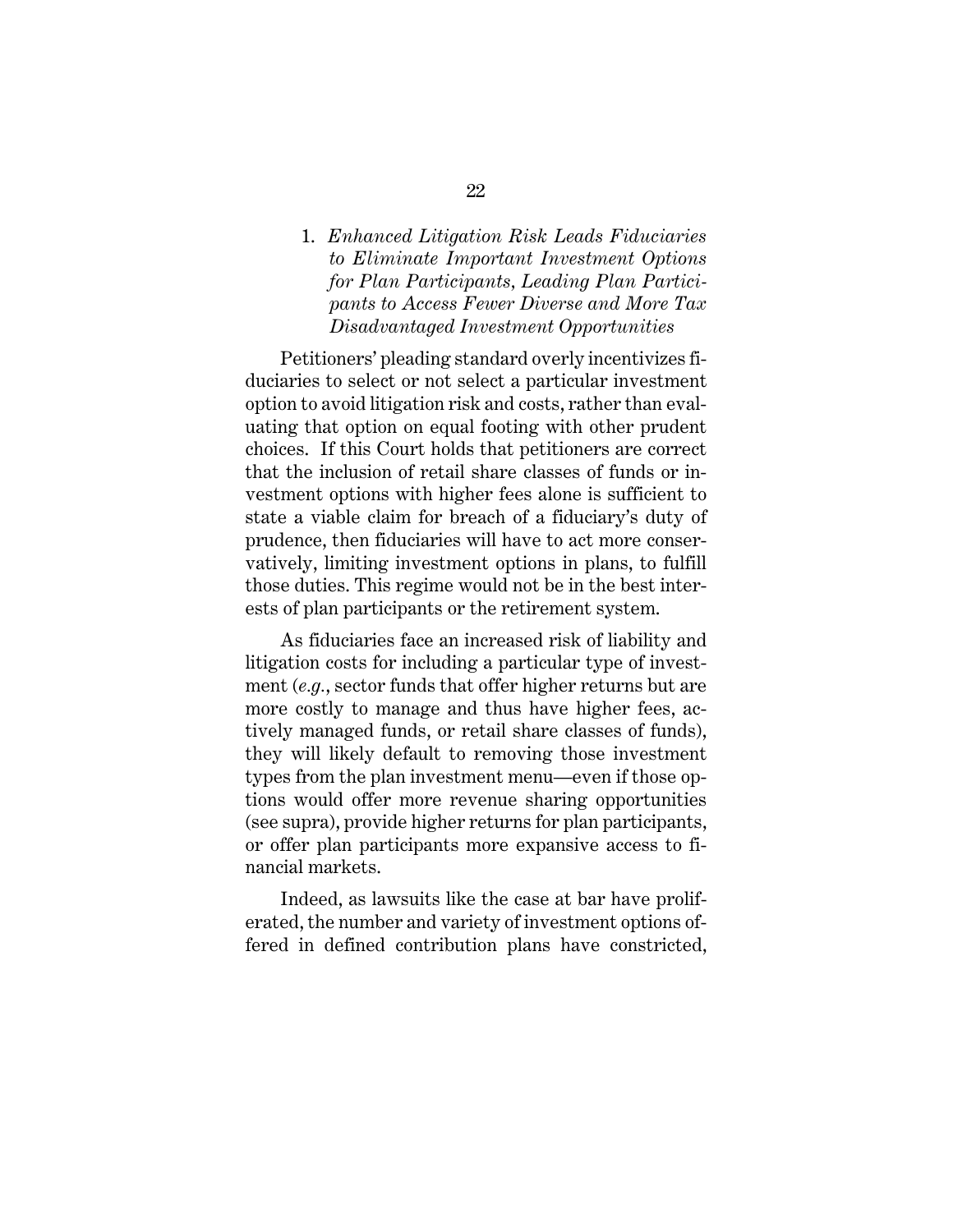### 1. *Enhanced Litigation Risk Leads Fiduciaries to Eliminate Important Investment Options for Plan Participants, Leading Plan Participants to Access Fewer Diverse and More Tax Disadvantaged Investment Opportunities*

Petitioners' pleading standard overly incentivizes fiduciaries to select or not select a particular investment option to avoid litigation risk and costs, rather than evaluating that option on equal footing with other prudent choices. If this Court holds that petitioners are correct that the inclusion of retail share classes of funds or investment options with higher fees alone is sufficient to state a viable claim for breach of a fiduciary's duty of prudence, then fiduciaries will have to act more conservatively, limiting investment options in plans, to fulfill those duties. This regime would not be in the best interests of plan participants or the retirement system.

As fiduciaries face an increased risk of liability and litigation costs for including a particular type of investment (*e.g.*, sector funds that offer higher returns but are more costly to manage and thus have higher fees, actively managed funds, or retail share classes of funds), they will likely default to removing those investment types from the plan investment menu—even if those options would offer more revenue sharing opportunities (see supra), provide higher returns for plan participants, or offer plan participants more expansive access to financial markets.

Indeed, as lawsuits like the case at bar have proliferated, the number and variety of investment options offered in defined contribution plans have constricted,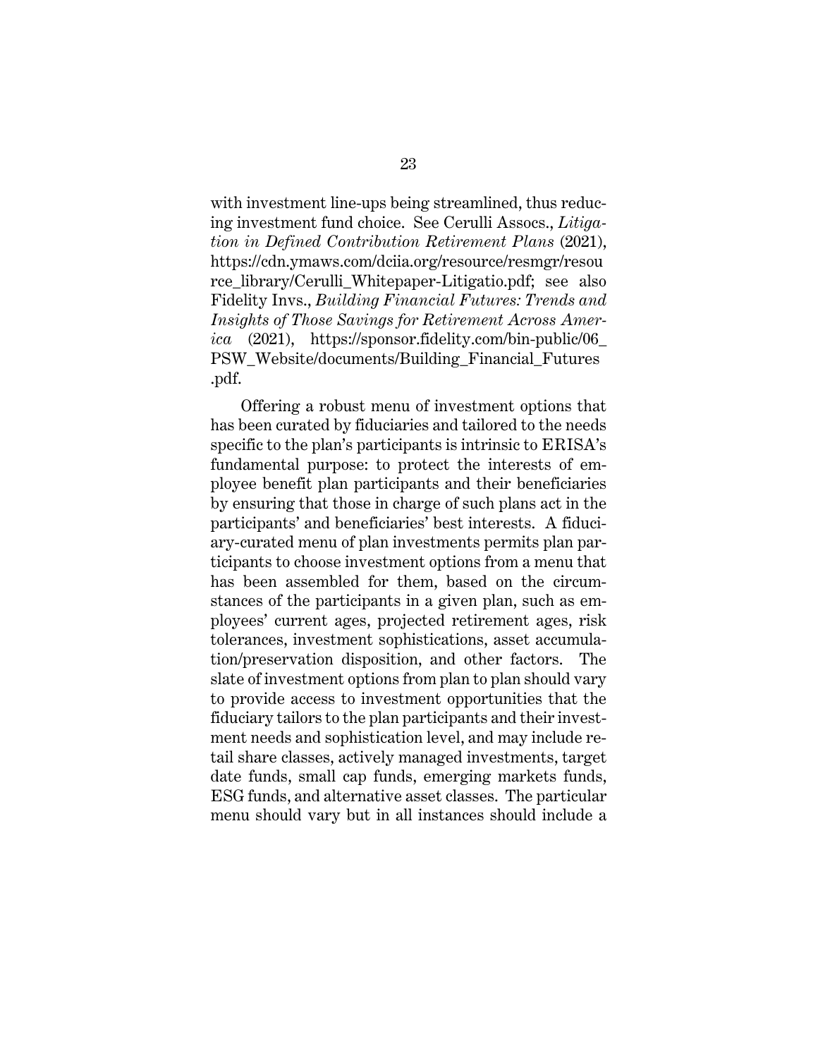with investment line-ups being streamlined, thus reducing investment fund choice. See Cerulli Assocs., *Litigation in Defined Contribution Retirement Plans* (2021), https://cdn.ymaws.com/dciia.org/resource/resmgr/resource_library/Cerulli_Whitepaper-Litigatio.pdf; see also Fidelity Invs., *Building Financial Futures: Trends and Insights of Those Savings for Retirement Across America* (2021), https://sponsor.fidelity.com/bin-public/06_PSW_Website/documents/Building_Financial_Futures.pdf.

Offering a robust menu of investment options that has been curated by fiduciaries and tailored to the needs specific to the plan's participants is intrinsic to ERISA's fundamental purpose: to protect the interests of employee benefit plan participants and their beneficiaries by ensuring that those in charge of such plans act in the participants' and beneficiaries' best interests. A fiduciary-curated menu of plan investments permits plan participants to choose investment options from a menu that has been assembled for them, based on the circumstances of the participants in a given plan, such as employees' current ages, projected retirement ages, risk tolerances, investment sophistications, asset accumulation/preservation disposition, and other factors. The slate of investment options from plan to plan should vary to provide access to investment opportunities that the fiduciary tailors to the plan participants and their investment needs and sophistication level, and may include retail share classes, actively managed investments, target date funds, small cap funds, emerging markets funds, ESG funds, and alternative asset classes. The particular menu should vary but in all instances should include a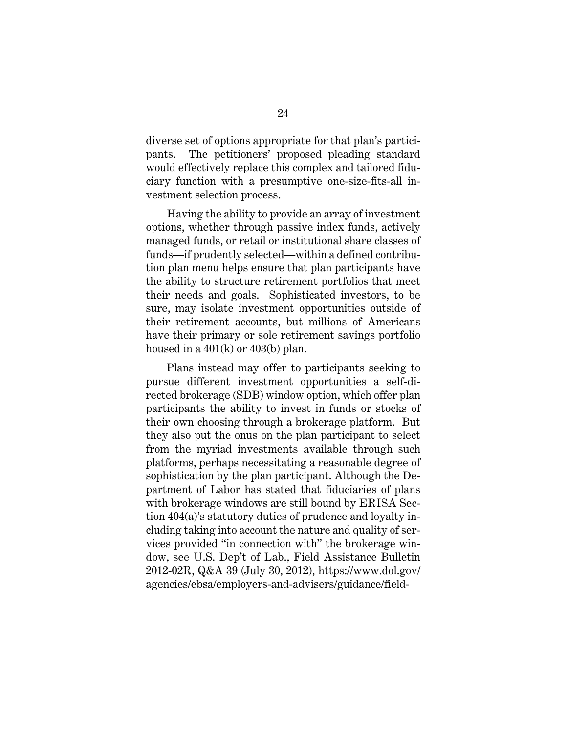diverse set of options appropriate for that plan's participants. The petitioners' proposed pleading standard would effectively replace this complex and tailored fiduciary function with a presumptive one-size-fits-all investment selection process.

Having the ability to provide an array of investment options, whether through passive index funds, actively managed funds, or retail or institutional share classes of funds—if prudently selected—within a defined contribution plan menu helps ensure that plan participants have the ability to structure retirement portfolios that meet their needs and goals. Sophisticated investors, to be sure, may isolate investment opportunities outside of their retirement accounts, but millions of Americans have their primary or sole retirement savings portfolio housed in a 401(k) or 403(b) plan.

Plans instead may offer to participants seeking to pursue different investment opportunities a self-directed brokerage (SDB) window option, which offer plan participants the ability to invest in funds or stocks of their own choosing through a brokerage platform. But they also put the onus on the plan participant to select from the myriad investments available through such platforms, perhaps necessitating a reasonable degree of sophistication by the plan participant. Although the Department of Labor has stated that fiduciaries of plans with brokerage windows are still bound by ERISA Section 404(a)'s statutory duties of prudence and loyalty including taking into account the nature and quality of services provided "in connection with" the brokerage window, see U.S. Dep't of Lab., Field Assistance Bulletin 2012-02R, Q&A 39 (July 30, 2012), https://www.dol.gov/agencies/ebsa/employers-and-advisers/guidance/field-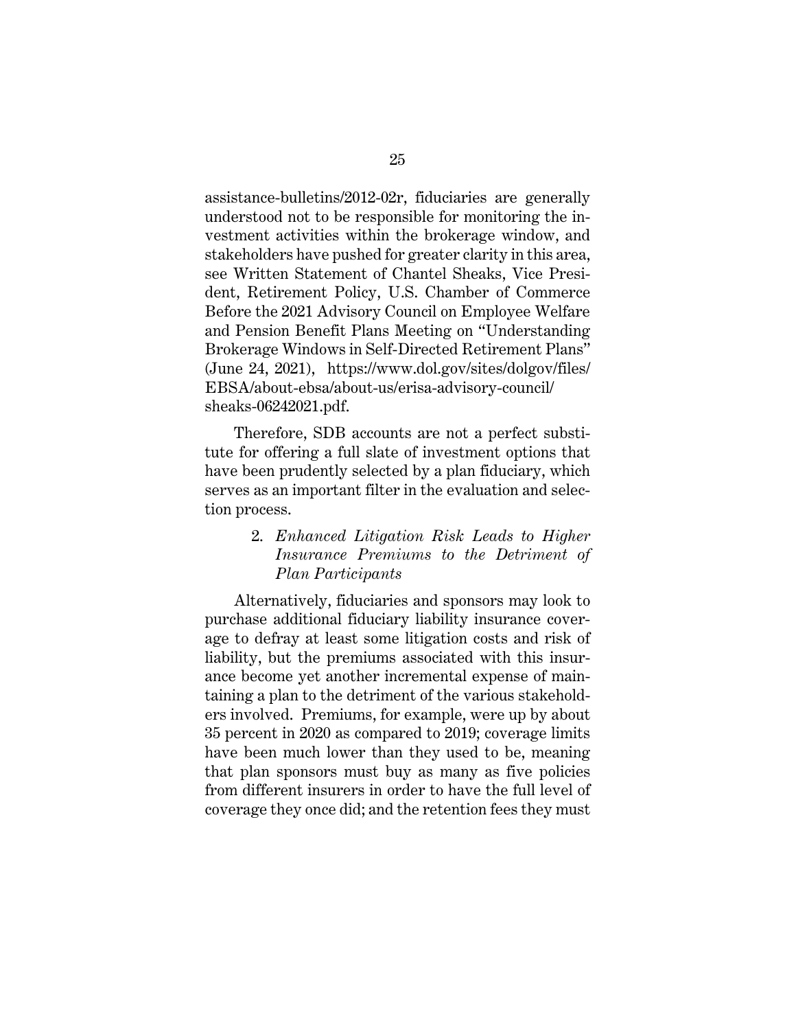assistance-bulletins/2012-02r, fiduciaries are generally understood not to be responsible for monitoring the investment activities within the brokerage window, and stakeholders have pushed for greater clarity in this area, see Written Statement of Chantel Sheaks, Vice President, Retirement Policy, U.S. Chamber of Commerce Before the 2021 Advisory Council on Employee Welfare and Pension Benefit Plans Meeting on "Understanding Brokerage Windows in Self-Directed Retirement Plans" (June 24, 2021), https://www.dol.gov/sites/dolgov/files/EBSA/about-ebsa/about-us/erisa-advisory-council/sheaks-06242021.pdf.

Therefore, SDB accounts are not a perfect substitute for offering a full slate of investment options that have been prudently selected by a plan fiduciary, which serves as an important filter in the evaluation and selection process.

### 2. *Enhanced Litigation Risk Leads to Higher Insurance Premiums to the Detriment of Plan Participants*

Alternatively, fiduciaries and sponsors may look to purchase additional fiduciary liability insurance coverage to defray at least some litigation costs and risk of liability, but the premiums associated with this insurance become yet another incremental expense of maintaining a plan to the detriment of the various stakeholders involved. Premiums, for example, were up by about 35 percent in 2020 as compared to 2019; coverage limits have been much lower than they used to be, meaning that plan sponsors must buy as many as five policies from different insurers in order to have the full level of coverage they once did; and the retention fees they must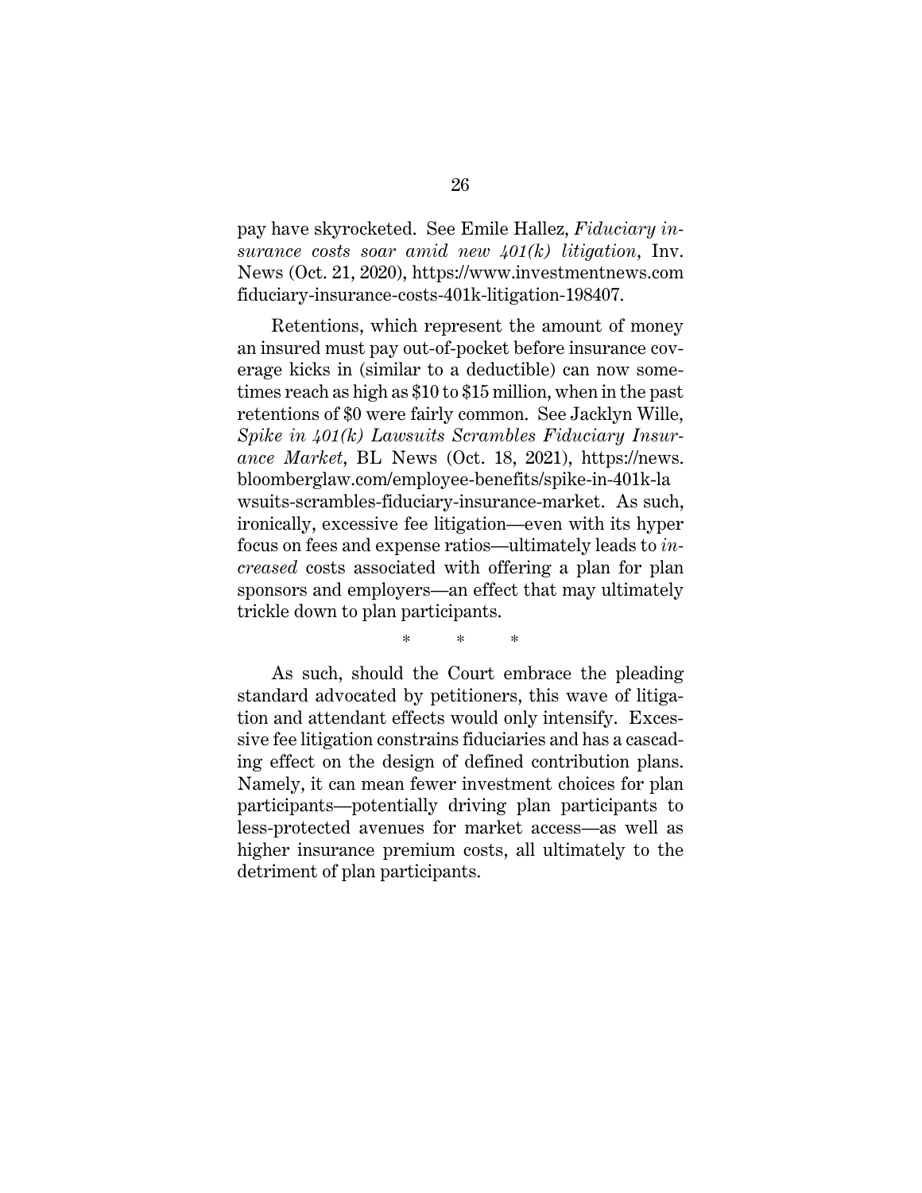pay have skyrocketed. See Emile Hallez, *Fiduciary insurance costs soar amid new 401(k) litigation*, Inv. News (Oct. 21, 2020), https://www.investmentnews.com fiduciary-insurance-costs-401k-litigation-198407.

Retentions, which represent the amount of money an insured must pay out-of-pocket before insurance coverage kicks in (similar to a deductible) can now sometimes reach as high as $10 to $15 million, when in the past retentions of $0 were fairly common. See Jacklyn Wille, *Spike in 401(k) Lawsuits Scrambles Fiduciary Insurance Market*, BL News (Oct. 18, 2021), https://news.bloomberglaw.com/employee-benefits/spike-in-401k-lawsuits-scrambles-fiduciary-insurance-market. As such, ironically, excessive fee litigation—even with its hyper focus on fees and expense ratios—ultimately leads to *increased* costs associated with offering a plan for plan sponsors and employers—an effect that may ultimately trickle down to plan participants.

\* \* \*

As such, should the Court embrace the pleading standard advocated by petitioners, this wave of litigation and attendant effects would only intensify. Excessive fee litigation constrains fiduciaries and has a cascading effect on the design of defined contribution plans. Namely, it can mean fewer investment choices for plan participants—potentially driving plan participants to less-protected avenues for market access—as well as higher insurance premium costs, all ultimately to the detriment of plan participants.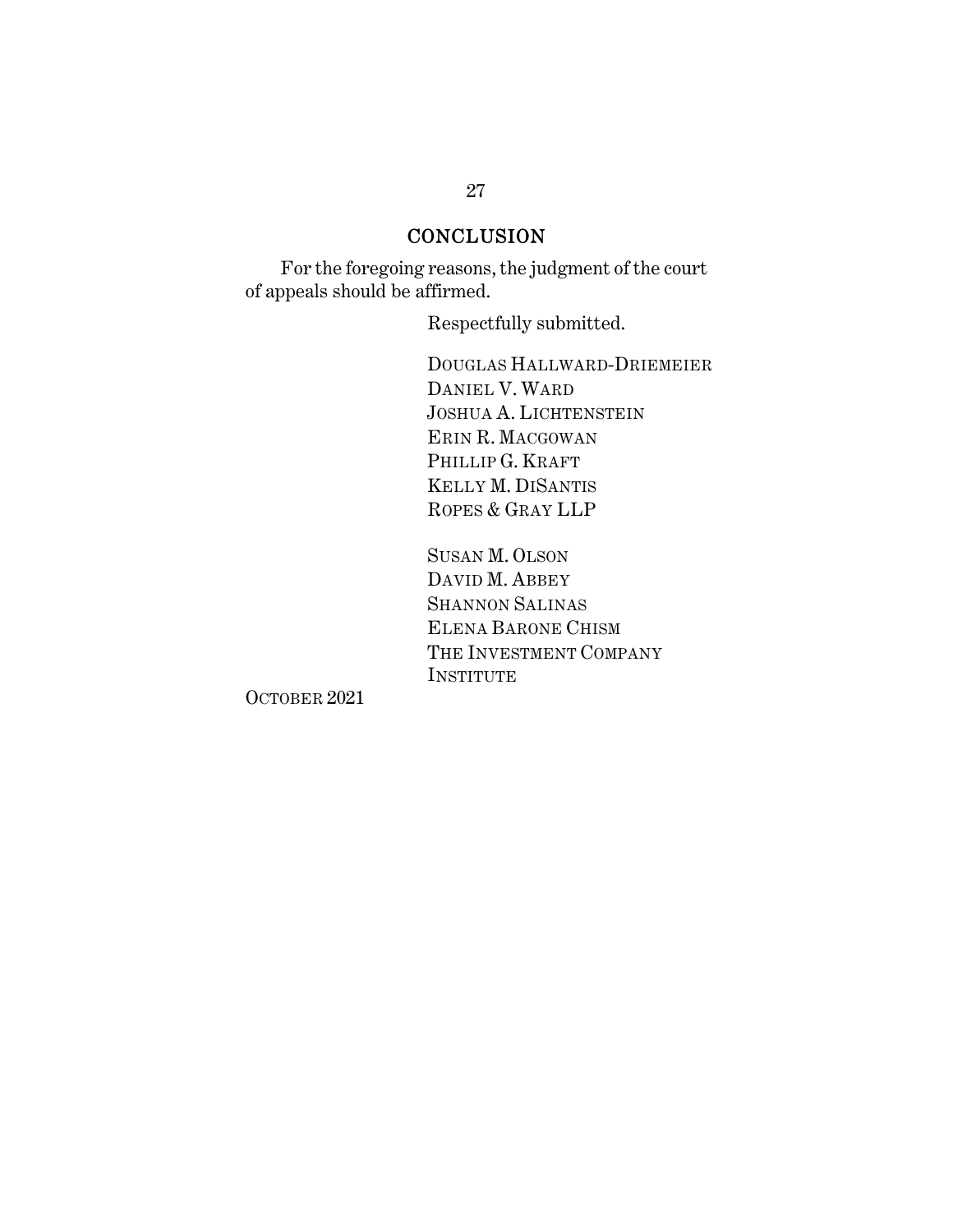## CONCLUSION

For the foregoing reasons, the judgment of the court of appeals should be affirmed.

Respectfully submitted.

DOUGLAS HALLWARD-DRIEMEIER
DANIEL V. WARD
JOSHUA A. LICHTENSTEIN
ERIN R. MACGOWAN
PHILLIP G. KRAFT
KELLY M. DISANTIS
ROPES & GRAY LLP

SUSAN M. OLSON
DAVID M. ABBEY
SHANNON SALINAS
ELENA BARONE CHISM
THE INVESTMENT COMPANY INSTITUTE

OCTOBER 2021